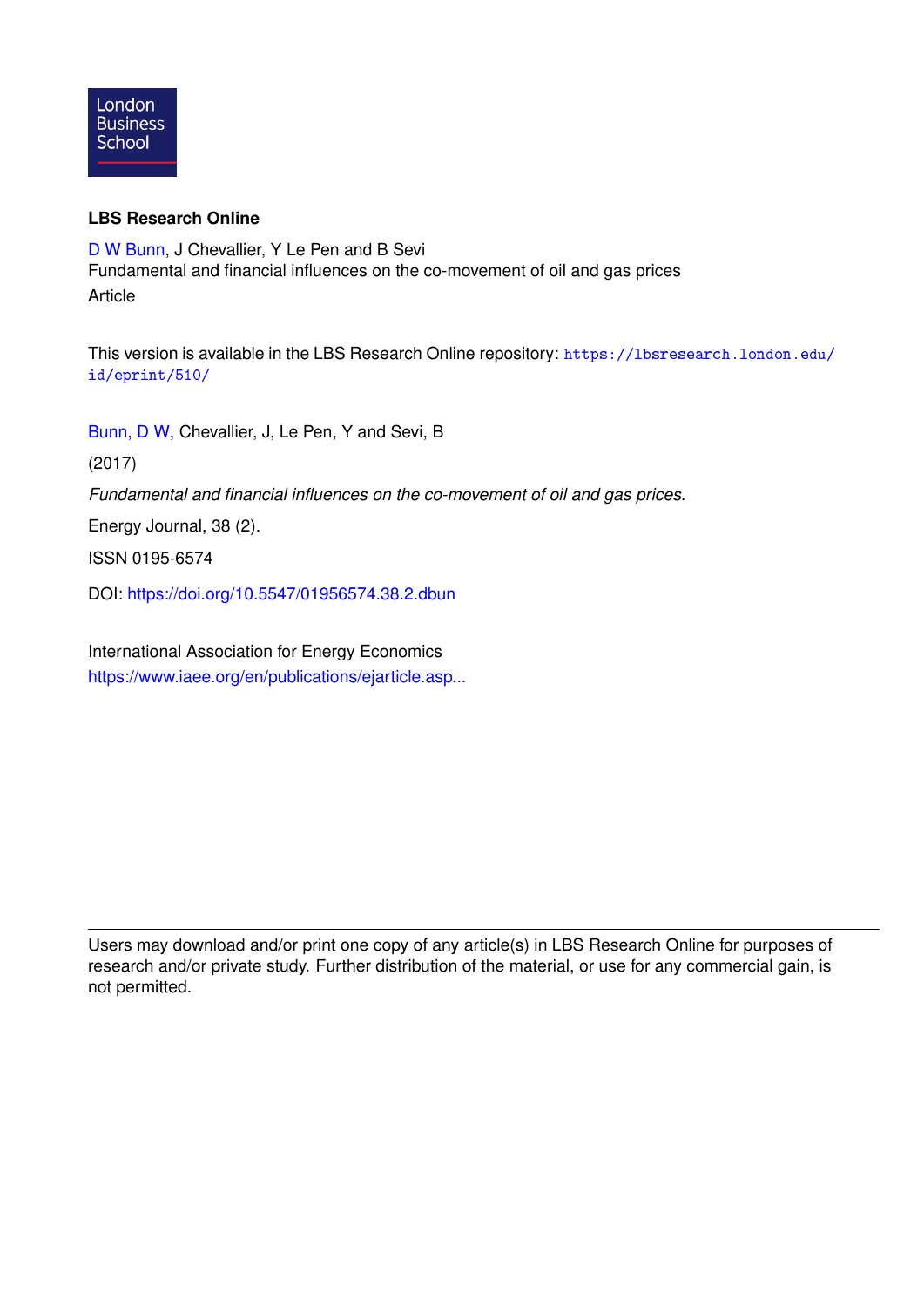London Business School

**LBS Research Online**

D W Bunn, J Chevallier, Y Le Pen and B Sevi
Fundamental and financial influences on the co-movement of oil and gas prices
Article

This version is available in the LBS Research Online repository: https://lbsresearch.london.edu/id/eprint/510/

Bunn, D W, Chevallier, J, Le Pen, Y and Sevi, B

(2017)

*Fundamental and financial influences on the co-movement of oil and gas prices.*

Energy Journal, 38 (2).

ISSN 0195-6574

DOI: https://doi.org/10.5547/01956574.38.2.dbun

International Association for Energy Economics
https://www.iaee.org/en/publications/ejarticle.asp...

---

Users may download and/or print one copy of any article(s) in LBS Research Online for purposes of research and/or private study. Further distribution of the material, or use for any commercial gain, is not permitted.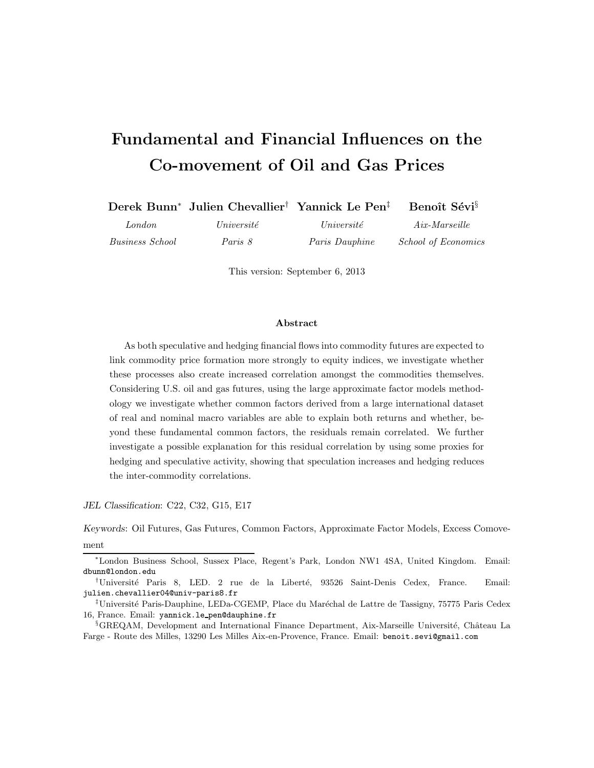# Fundamental and Financial Influences on the Co-movement of Oil and Gas Prices

**Derek Bunn**[*] **Julien Chevallier**[†] **Yannick Le Pen**[‡] **Benoît Sévi**[§]

*London Business School* — *Université Paris 8* — *Université Paris Dauphine* — *Aix-Marseille School of Economics*

This version: September 6, 2013

## Abstract

As both speculative and hedging financial flows into commodity futures are expected to link commodity price formation more strongly to equity indices, we investigate whether these processes also create increased correlation amongst the commodities themselves. Considering U.S. oil and gas futures, using the large approximate factor models methodology we investigate whether common factors derived from a large international dataset of real and nominal macro variables are able to explain both returns and whether, beyond these fundamental common factors, the residuals remain correlated. We further investigate a possible explanation for this residual correlation by using some proxies for hedging and speculative activity, showing that speculation increases and hedging reduces the inter-commodity correlations.

*JEL Classification*: C22, C32, G15, E17

*Keywords*: Oil Futures, Gas Futures, Common Factors, Approximate Factor Models, Excess Comovement

---

[*] London Business School, Sussex Place, Regent's Park, London NW1 4SA, United Kingdom. Email: dbunn@london.edu

[†] Université Paris 8, LED. 2 rue de la Liberté, 93526 Saint-Denis Cedex, France. Email: julien.chevallier04@univ-paris8.fr

[‡] Université Paris-Dauphine, LEDa-CGEMP, Place du Maréchal de Lattre de Tassigny, 75775 Paris Cedex 16, France. Email: yannick.le_pen@dauphine.fr

[§] GREQAM, Development and International Finance Department, Aix-Marseille Université, Château La Farge - Route des Milles, 13290 Les Milles Aix-en-Provence, France. Email: benoit.sevi@gmail.com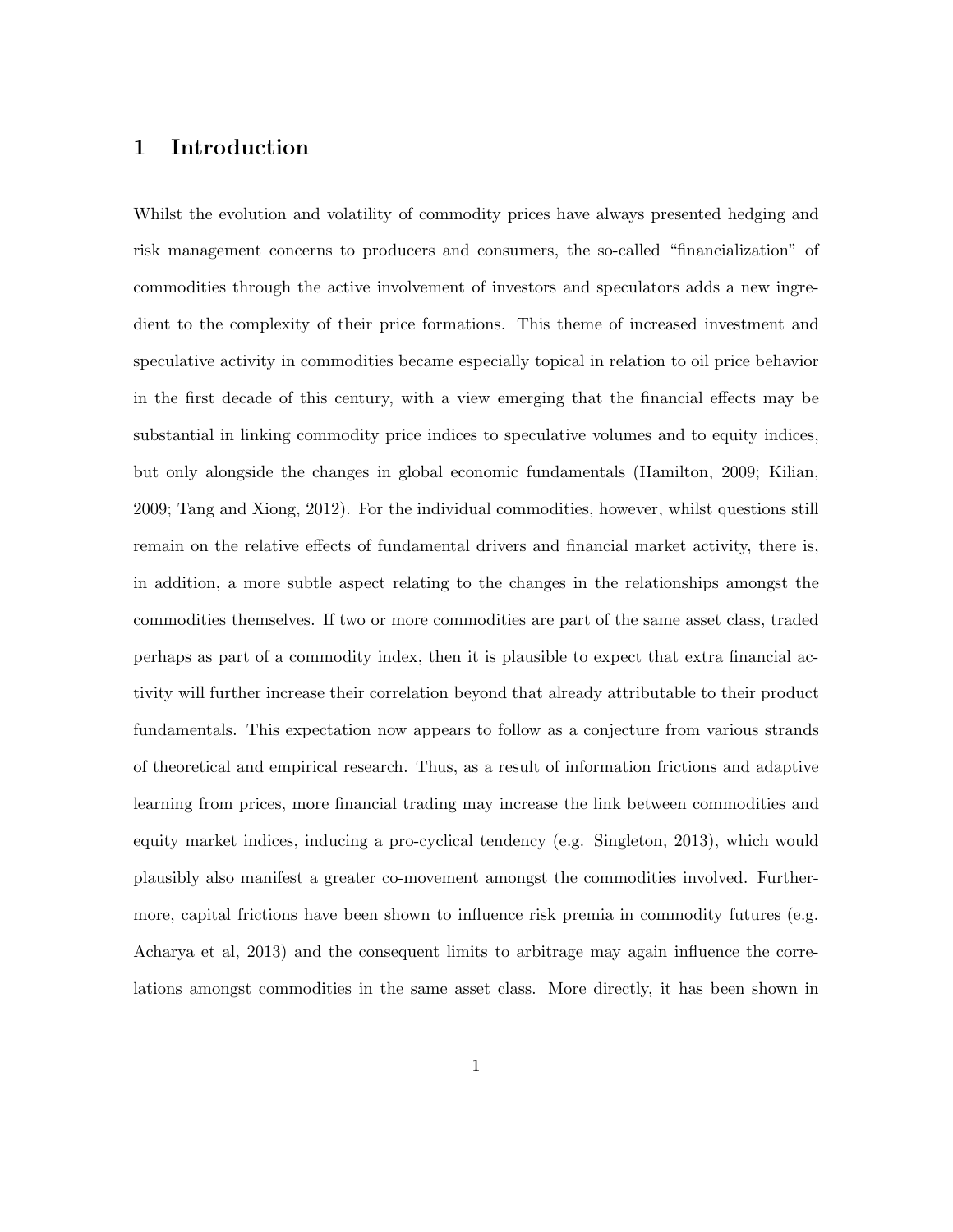## 1 Introduction

Whilst the evolution and volatility of commodity prices have always presented hedging and risk management concerns to producers and consumers, the so-called "financialization" of commodities through the active involvement of investors and speculators adds a new ingredient to the complexity of their price formations. This theme of increased investment and speculative activity in commodities became especially topical in relation to oil price behavior in the first decade of this century, with a view emerging that the financial effects may be substantial in linking commodity price indices to speculative volumes and to equity indices, but only alongside the changes in global economic fundamentals (Hamilton, 2009; Kilian, 2009; Tang and Xiong, 2012). For the individual commodities, however, whilst questions still remain on the relative effects of fundamental drivers and financial market activity, there is, in addition, a more subtle aspect relating to the changes in the relationships amongst the commodities themselves. If two or more commodities are part of the same asset class, traded perhaps as part of a commodity index, then it is plausible to expect that extra financial activity will further increase their correlation beyond that already attributable to their product fundamentals. This expectation now appears to follow as a conjecture from various strands of theoretical and empirical research. Thus, as a result of information frictions and adaptive learning from prices, more financial trading may increase the link between commodities and equity market indices, inducing a pro-cyclical tendency (e.g. Singleton, 2013), which would plausibly also manifest a greater co-movement amongst the commodities involved. Furthermore, capital frictions have been shown to influence risk premia in commodity futures (e.g. Acharya et al, 2013) and the consequent limits to arbitrage may again influence the correlations amongst commodities in the same asset class. More directly, it has been shown in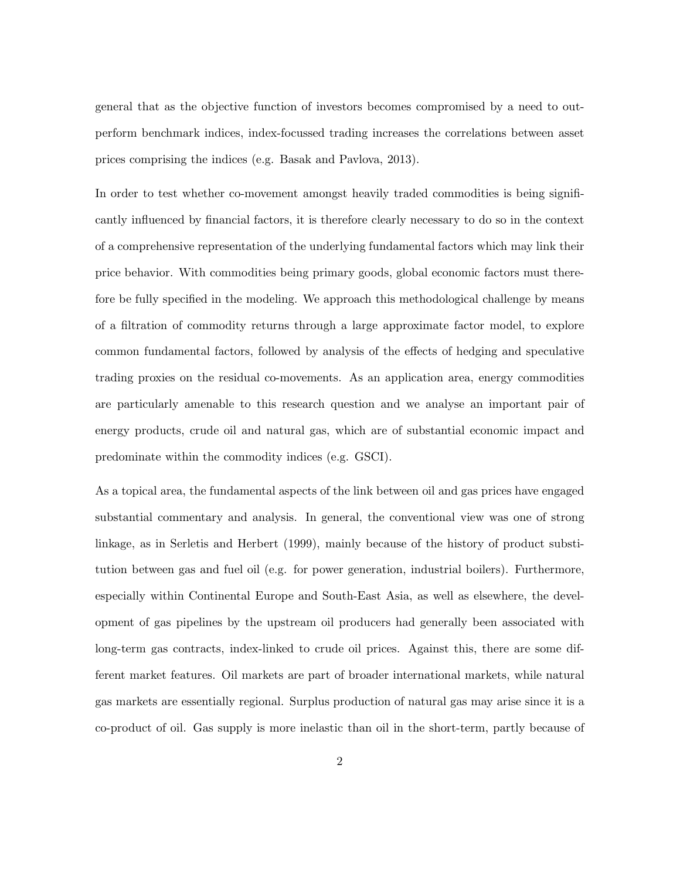general that as the objective function of investors becomes compromised by a need to outperform benchmark indices, index-focussed trading increases the correlations between asset prices comprising the indices (e.g. Basak and Pavlova, 2013).

In order to test whether co-movement amongst heavily traded commodities is being significantly influenced by financial factors, it is therefore clearly necessary to do so in the context of a comprehensive representation of the underlying fundamental factors which may link their price behavior. With commodities being primary goods, global economic factors must therefore be fully specified in the modeling. We approach this methodological challenge by means of a filtration of commodity returns through a large approximate factor model, to explore common fundamental factors, followed by analysis of the effects of hedging and speculative trading proxies on the residual co-movements. As an application area, energy commodities are particularly amenable to this research question and we analyse an important pair of energy products, crude oil and natural gas, which are of substantial economic impact and predominate within the commodity indices (e.g. GSCI).

As a topical area, the fundamental aspects of the link between oil and gas prices have engaged substantial commentary and analysis. In general, the conventional view was one of strong linkage, as in Serletis and Herbert (1999), mainly because of the history of product substitution between gas and fuel oil (e.g. for power generation, industrial boilers). Furthermore, especially within Continental Europe and South-East Asia, as well as elsewhere, the development of gas pipelines by the upstream oil producers had generally been associated with long-term gas contracts, index-linked to crude oil prices. Against this, there are some different market features. Oil markets are part of broader international markets, while natural gas markets are essentially regional. Surplus production of natural gas may arise since it is a co-product of oil. Gas supply is more inelastic than oil in the short-term, partly because of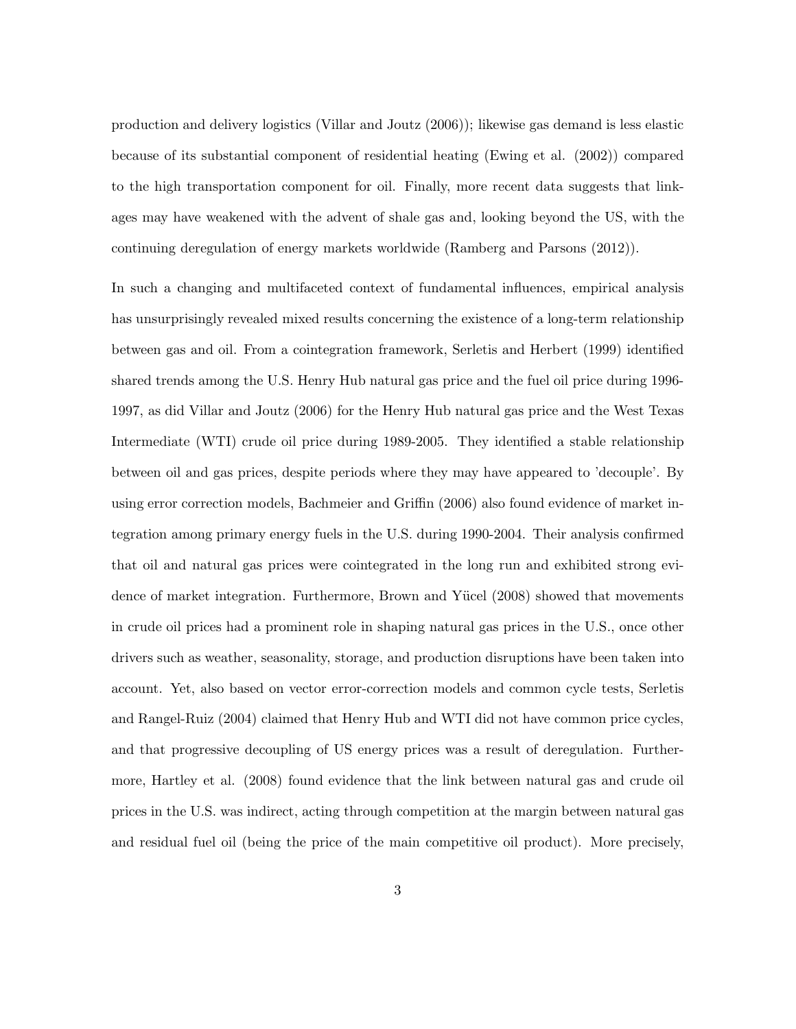production and delivery logistics (Villar and Joutz (2006)); likewise gas demand is less elastic because of its substantial component of residential heating (Ewing et al. (2002)) compared to the high transportation component for oil. Finally, more recent data suggests that linkages may have weakened with the advent of shale gas and, looking beyond the US, with the continuing deregulation of energy markets worldwide (Ramberg and Parsons (2012)).

In such a changing and multifaceted context of fundamental influences, empirical analysis has unsurprisingly revealed mixed results concerning the existence of a long-term relationship between gas and oil. From a cointegration framework, Serletis and Herbert (1999) identified shared trends among the U.S. Henry Hub natural gas price and the fuel oil price during 1996-1997, as did Villar and Joutz (2006) for the Henry Hub natural gas price and the West Texas Intermediate (WTI) crude oil price during 1989-2005. They identified a stable relationship between oil and gas prices, despite periods where they may have appeared to 'decouple'. By using error correction models, Bachmeier and Griffin (2006) also found evidence of market integration among primary energy fuels in the U.S. during 1990-2004. Their analysis confirmed that oil and natural gas prices were cointegrated in the long run and exhibited strong evidence of market integration. Furthermore, Brown and Yücel (2008) showed that movements in crude oil prices had a prominent role in shaping natural gas prices in the U.S., once other drivers such as weather, seasonality, storage, and production disruptions have been taken into account. Yet, also based on vector error-correction models and common cycle tests, Serletis and Rangel-Ruiz (2004) claimed that Henry Hub and WTI did not have common price cycles, and that progressive decoupling of US energy prices was a result of deregulation. Furthermore, Hartley et al. (2008) found evidence that the link between natural gas and crude oil prices in the U.S. was indirect, acting through competition at the margin between natural gas and residual fuel oil (being the price of the main competitive oil product). More precisely,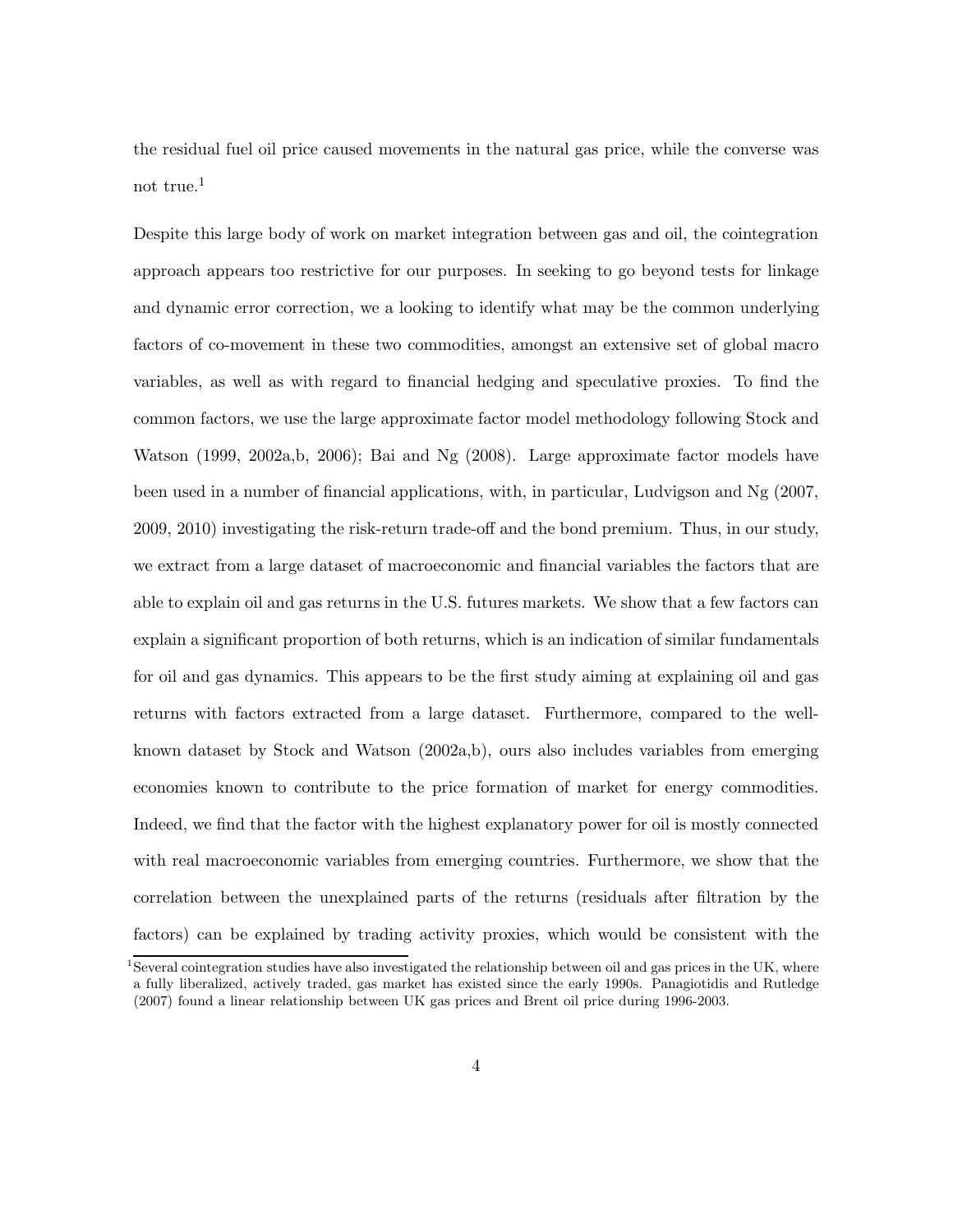the residual fuel oil price caused movements in the natural gas price, while the converse was not true.[1]

Despite this large body of work on market integration between gas and oil, the cointegration approach appears too restrictive for our purposes. In seeking to go beyond tests for linkage and dynamic error correction, we a looking to identify what may be the common underlying factors of co-movement in these two commodities, amongst an extensive set of global macro variables, as well as with regard to financial hedging and speculative proxies. To find the common factors, we use the large approximate factor model methodology following Stock and Watson (1999, 2002a,b, 2006); Bai and Ng (2008). Large approximate factor models have been used in a number of financial applications, with, in particular, Ludvigson and Ng (2007, 2009, 2010) investigating the risk-return trade-off and the bond premium. Thus, in our study, we extract from a large dataset of macroeconomic and financial variables the factors that are able to explain oil and gas returns in the U.S. futures markets. We show that a few factors can explain a significant proportion of both returns, which is an indication of similar fundamentals for oil and gas dynamics. This appears to be the first study aiming at explaining oil and gas returns with factors extracted from a large dataset. Furthermore, compared to the well-known dataset by Stock and Watson (2002a,b), ours also includes variables from emerging economies known to contribute to the price formation of market for energy commodities. Indeed, we find that the factor with the highest explanatory power for oil is mostly connected with real macroeconomic variables from emerging countries. Furthermore, we show that the correlation between the unexplained parts of the returns (residuals after filtration by the factors) can be explained by trading activity proxies, which would be consistent with the

[1] Several cointegration studies have also investigated the relationship between oil and gas prices in the UK, where a fully liberalized, actively traded, gas market has existed since the early 1990s. Panagiotidis and Rutledge (2007) found a linear relationship between UK gas prices and Brent oil price during 1996-2003.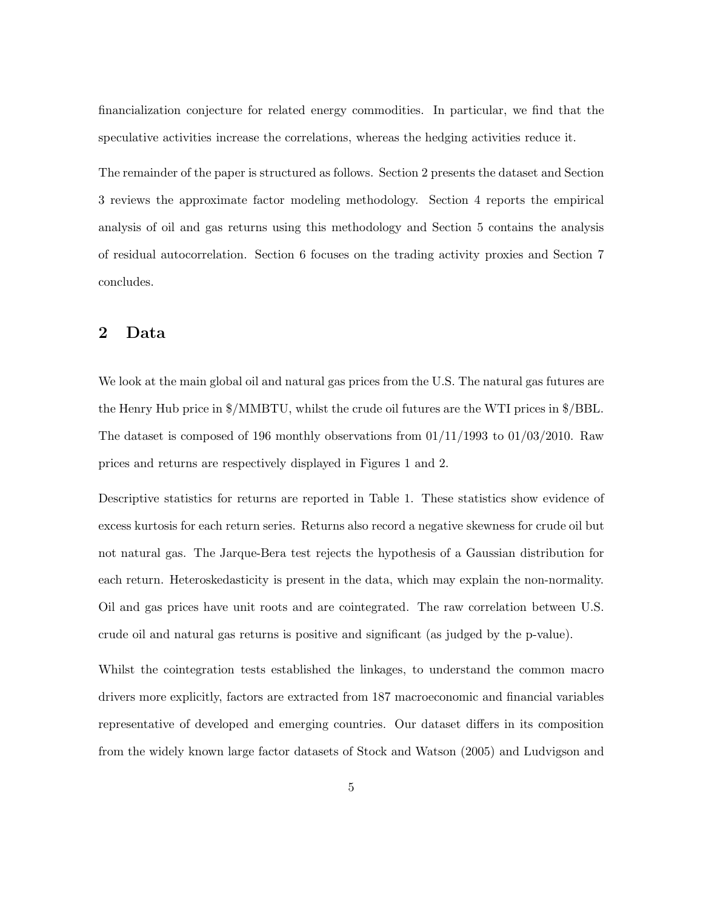financialization conjecture for related energy commodities. In particular, we find that the speculative activities increase the correlations, whereas the hedging activities reduce it.

The remainder of the paper is structured as follows. Section 2 presents the dataset and Section 3 reviews the approximate factor modeling methodology. Section 4 reports the empirical analysis of oil and gas returns using this methodology and Section 5 contains the analysis of residual autocorrelation. Section 6 focuses on the trading activity proxies and Section 7 concludes.

## 2 Data

We look at the main global oil and natural gas prices from the U.S. The natural gas futures are the Henry Hub price in $/MMBTU, whilst the crude oil futures are the WTI prices in $/BBL. The dataset is composed of 196 monthly observations from 01/11/1993 to 01/03/2010. Raw prices and returns are respectively displayed in Figures 1 and 2.

Descriptive statistics for returns are reported in Table 1. These statistics show evidence of excess kurtosis for each return series. Returns also record a negative skewness for crude oil but not natural gas. The Jarque-Bera test rejects the hypothesis of a Gaussian distribution for each return. Heteroskedasticity is present in the data, which may explain the non-normality. Oil and gas prices have unit roots and are cointegrated. The raw correlation between U.S. crude oil and natural gas returns is positive and significant (as judged by the p-value).

Whilst the cointegration tests established the linkages, to understand the common macro drivers more explicitly, factors are extracted from 187 macroeconomic and financial variables representative of developed and emerging countries. Our dataset differs in its composition from the widely known large factor datasets of Stock and Watson (2005) and Ludvigson and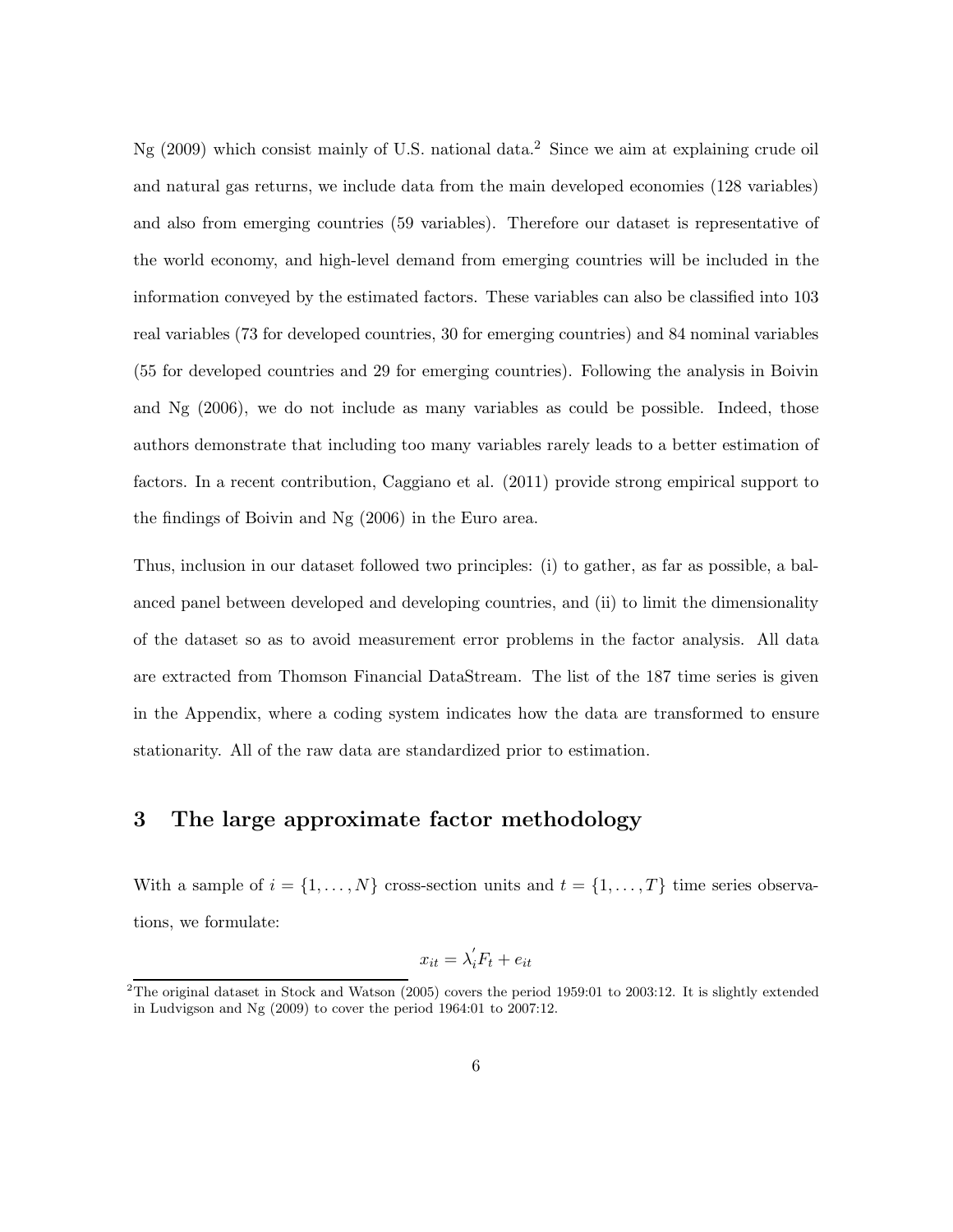Ng (2009) which consist mainly of U.S. national data.[2] Since we aim at explaining crude oil and natural gas returns, we include data from the main developed economies (128 variables) and also from emerging countries (59 variables). Therefore our dataset is representative of the world economy, and high-level demand from emerging countries will be included in the information conveyed by the estimated factors. These variables can also be classified into 103 real variables (73 for developed countries, 30 for emerging countries) and 84 nominal variables (55 for developed countries and 29 for emerging countries). Following the analysis in Boivin and Ng (2006), we do not include as many variables as could be possible. Indeed, those authors demonstrate that including too many variables rarely leads to a better estimation of factors. In a recent contribution, Caggiano et al. (2011) provide strong empirical support to the findings of Boivin and Ng (2006) in the Euro area.

Thus, inclusion in our dataset followed two principles: (i) to gather, as far as possible, a balanced panel between developed and developing countries, and (ii) to limit the dimensionality of the dataset so as to avoid measurement error problems in the factor analysis. All data are extracted from Thomson Financial DataStream. The list of the 187 time series is given in the Appendix, where a coding system indicates how the data are transformed to ensure stationarity. All of the raw data are standardized prior to estimation.

## 3 The large approximate factor methodology

With a sample of $i = \{1, \ldots, N\}$ cross-section units and $t = \{1, \ldots, T\}$ time series observations, we formulate:

$$x_{it} = \lambda_i^{'} F_t + e_{it}$$

[2] The original dataset in Stock and Watson (2005) covers the period 1959:01 to 2003:12. It is slightly extended in Ludvigson and Ng (2009) to cover the period 1964:01 to 2007:12.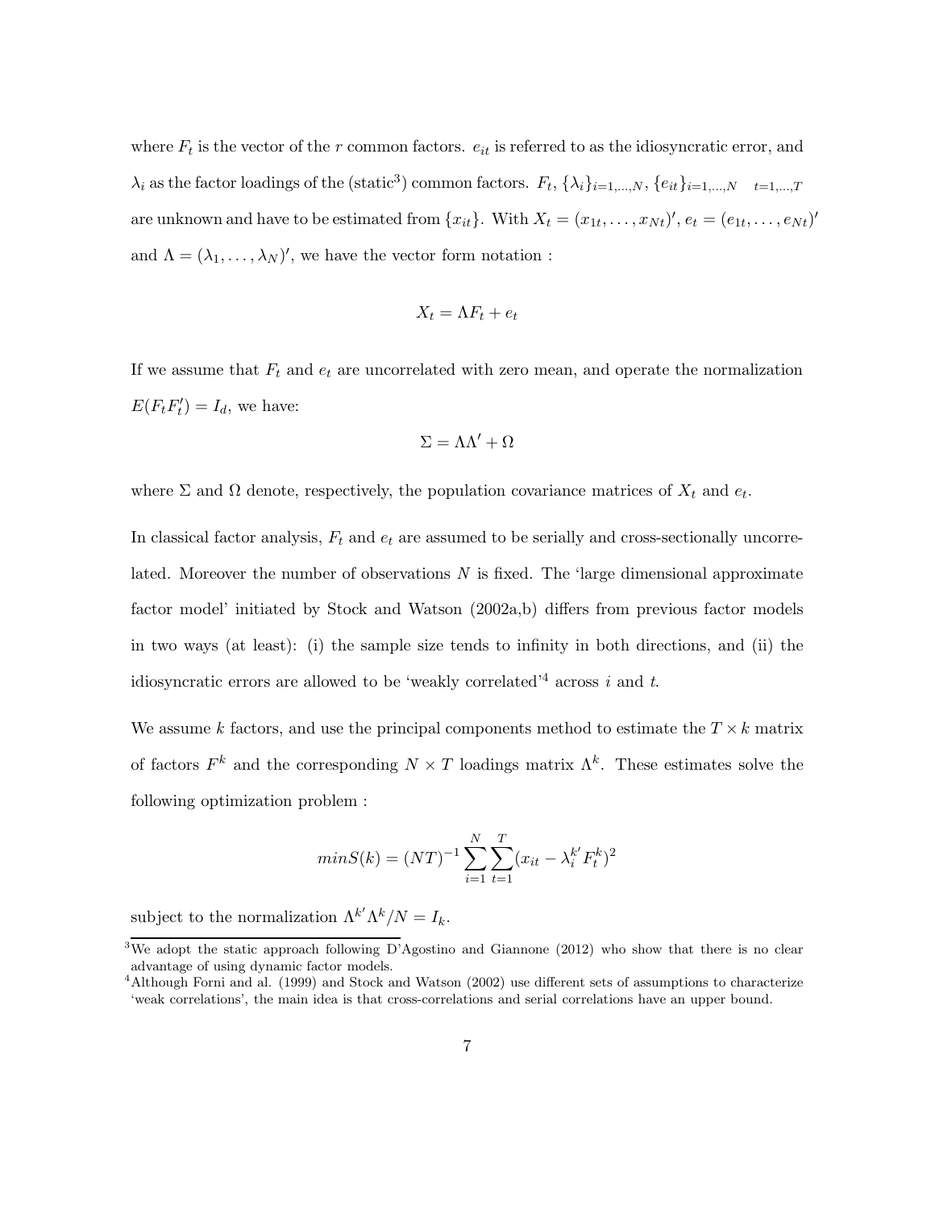where $F_t$ is the vector of the $r$ common factors. $e_{it}$ is referred to as the idiosyncratic error, and $\lambda_i$ as the factor loadings of the (static[3]) common factors. $F_t$, $\{\lambda_i\}_{i=1,\ldots,N}$, $\{e_{it}\}_{i=1,\ldots,N \quad t=1,\ldots,T}$ are unknown and have to be estimated from $\{x_{it}\}$. With $X_t = (x_{1t}, \ldots, x_{Nt})'$, $e_t = (e_{1t}, \ldots, e_{Nt})'$ and $\Lambda = (\lambda_1, \ldots, \lambda_N)'$, we have the vector form notation :

$$X_t = \Lambda F_t + e_t$$

If we assume that $F_t$ and $e_t$ are uncorrelated with zero mean, and operate the normalization $E(F_t F_t') = I_d$, we have:

$$\Sigma = \Lambda \Lambda' + \Omega$$

where $\Sigma$ and $\Omega$ denote, respectively, the population covariance matrices of $X_t$ and $e_t$.

In classical factor analysis, $F_t$ and $e_t$ are assumed to be serially and cross-sectionally uncorrelated. Moreover the number of observations $N$ is fixed. The 'large dimensional approximate factor model' initiated by Stock and Watson (2002a,b) differs from previous factor models in two ways (at least): (i) the sample size tends to infinity in both directions, and (ii) the idiosyncratic errors are allowed to be 'weakly correlated'[4] across $i$ and $t$.

We assume $k$ factors, and use the principal components method to estimate the $T \times k$ matrix of factors $F^k$ and the corresponding $N \times T$ loadings matrix $\Lambda^k$. These estimates solve the following optimization problem :

$$minS(k) = (NT)^{-1} \sum_{i=1}^{N} \sum_{t=1}^{T} (x_{it} - \lambda_i^{k'} F_t^k)^2$$

subject to the normalization $\Lambda^{k'} \Lambda^k / N = I_k$.

[3] We adopt the static approach following D'Agostino and Giannone (2012) who show that there is no clear advantage of using dynamic factor models.

[4] Although Forni and al. (1999) and Stock and Watson (2002) use different sets of assumptions to characterize 'weak correlations', the main idea is that cross-correlations and serial correlations have an upper bound.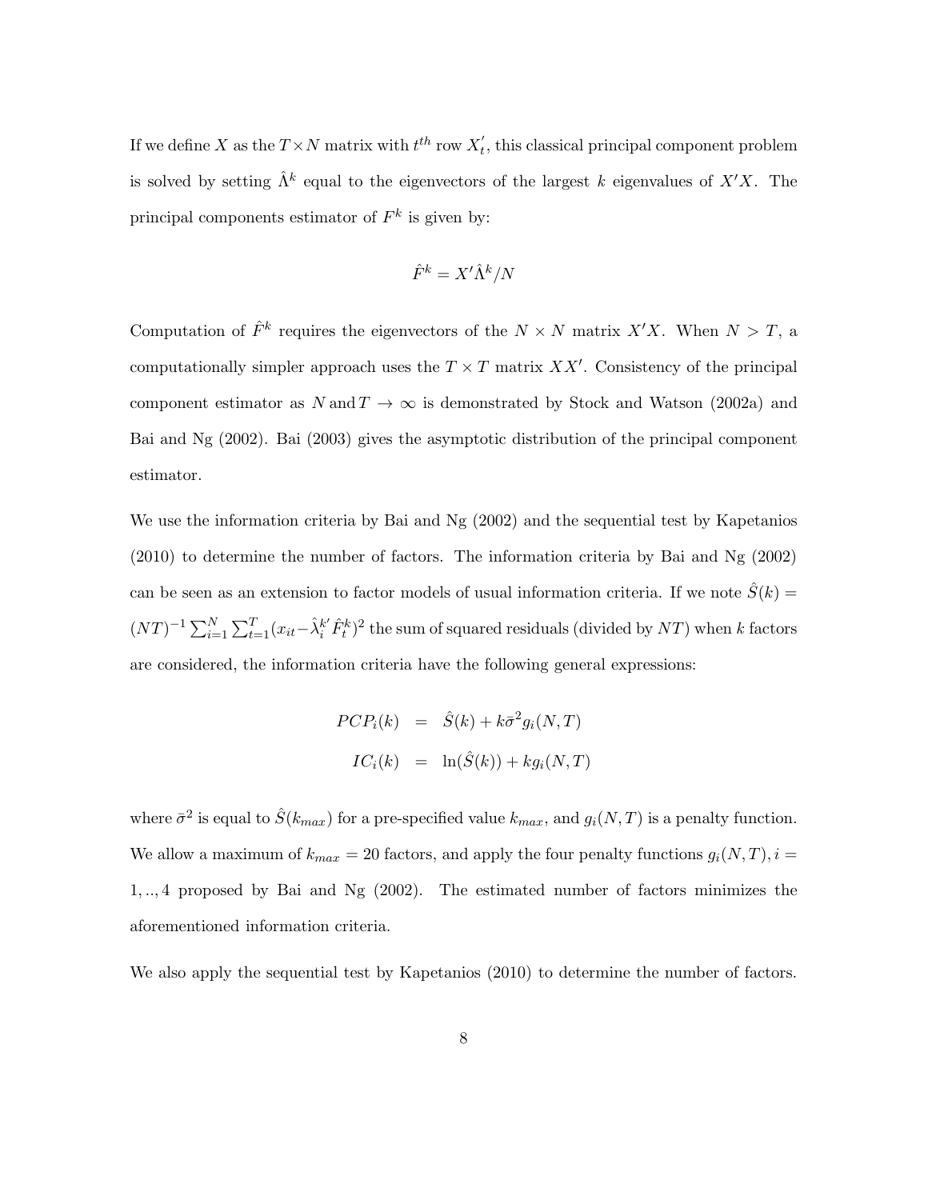If we define $X$ as the $T \times N$ matrix with $t^{th}$ row $X_t'$, this classical principal component problem is solved by setting $\hat{\Lambda}^k$ equal to the eigenvectors of the largest $k$ eigenvalues of $X'X$. The principal components estimator of $F^k$ is given by:

$$\hat{F}^k = X'\hat{\Lambda}^k / N$$

Computation of $\hat{F}^k$ requires the eigenvectors of the $N \times N$ matrix $X'X$. When $N > T$, a computationally simpler approach uses the $T \times T$ matrix $XX'$. Consistency of the principal component estimator as $N \, \text{and} \, T \to \infty$ is demonstrated by Stock and Watson (2002a) and Bai and Ng (2002). Bai (2003) gives the asymptotic distribution of the principal component estimator.

We use the information criteria by Bai and Ng (2002) and the sequential test by Kapetanios (2010) to determine the number of factors. The information criteria by Bai and Ng (2002) can be seen as an extension to factor models of usual information criteria. If we note $\hat{S}(k) = (NT)^{-1} \sum_{i=1}^{N} \sum_{t=1}^{T} (x_{it} - \hat{\lambda}_i^{k'} \hat{F}_t^k)^2$ the sum of squared residuals (divided by $NT$) when $k$ factors are considered, the information criteria have the following general expressions:

$$\begin{aligned} PCP_i(k) &= \hat{S}(k) + k\bar{\sigma}^2 g_i(N,T) \\ IC_i(k) &= \ln(\hat{S}(k)) + k g_i(N,T) \end{aligned}$$

where $\bar{\sigma}^2$ is equal to $\hat{S}(k_{max})$ for a pre-specified value $k_{max}$, and $g_i(N,T)$ is a penalty function. We allow a maximum of $k_{max} = 20$ factors, and apply the four penalty functions $g_i(N,T), i = 1, .., 4$ proposed by Bai and Ng (2002). The estimated number of factors minimizes the aforementioned information criteria.

We also apply the sequential test by Kapetanios (2010) to determine the number of factors.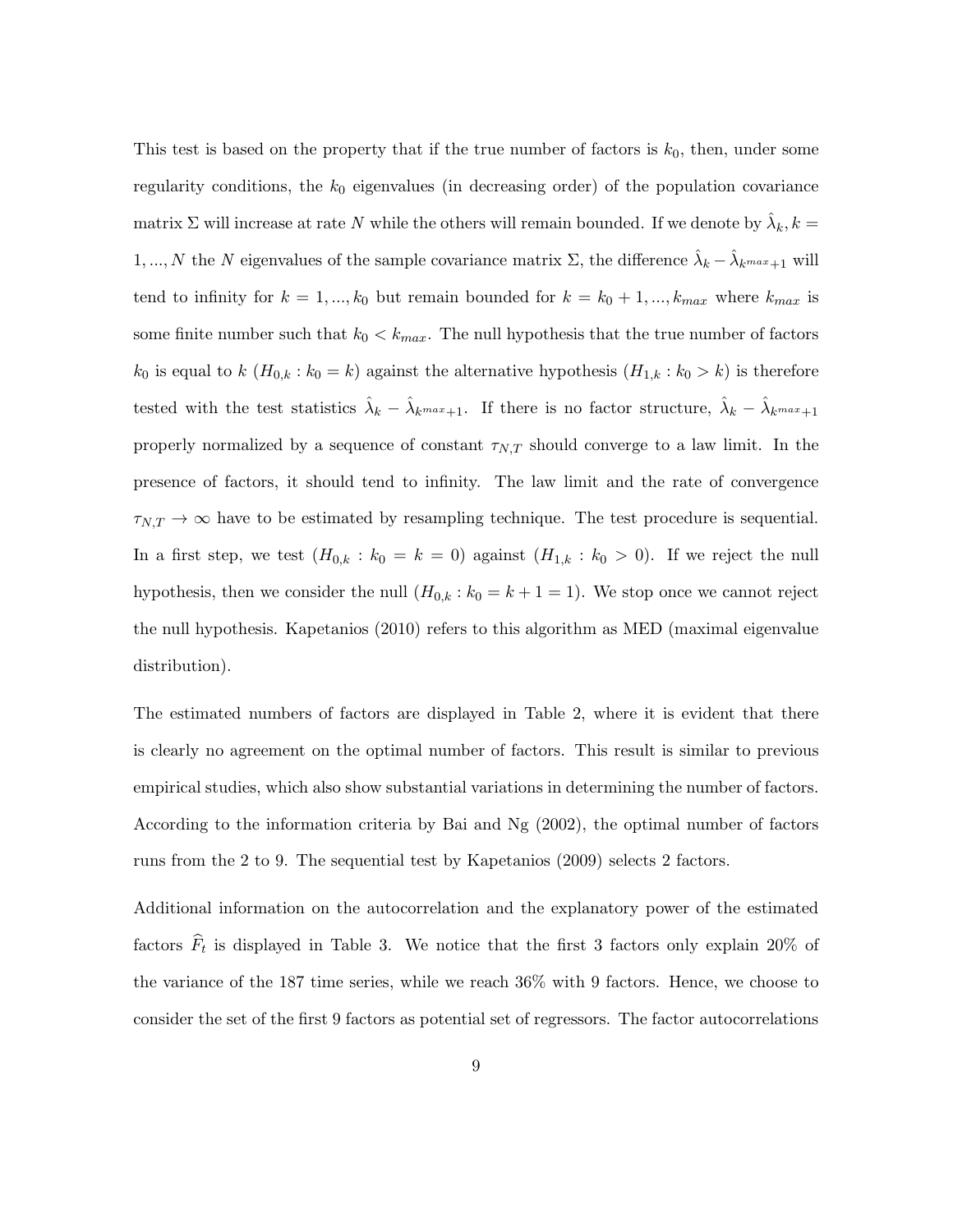This test is based on the property that if the true number of factors is $k_0$, then, under some regularity conditions, the $k_0$ eigenvalues (in decreasing order) of the population covariance matrix $\Sigma$ will increase at rate $N$ while the others will remain bounded. If we denote by $\hat{\lambda}_k, k = 1, ..., N$ the $N$ eigenvalues of the sample covariance matrix $\Sigma$, the difference $\hat{\lambda}_k - \hat{\lambda}_{k^{max}+1}$ will tend to infinity for $k = 1, ..., k_0$ but remain bounded for $k = k_0 + 1, ..., k_{max}$ where $k_{max}$ is some finite number such that $k_0 < k_{max}$. The null hypothesis that the true number of factors $k_0$ is equal to $k$ ($H_{0,k} : k_0 = k$) against the alternative hypothesis ($H_{1,k} : k_0 > k$) is therefore tested with the test statistics $\hat{\lambda}_k - \hat{\lambda}_{k^{max}+1}$. If there is no factor structure, $\hat{\lambda}_k - \hat{\lambda}_{k^{max}+1}$ properly normalized by a sequence of constant $\tau_{N,T}$ should converge to a law limit. In the presence of factors, it should tend to infinity. The law limit and the rate of convergence $\tau_{N,T} \to \infty$ have to be estimated by resampling technique. The test procedure is sequential. In a first step, we test ($H_{0,k} : k_0 = k = 0$) against ($H_{1,k} : k_0 > 0$). If we reject the null hypothesis, then we consider the null ($H_{0,k} : k_0 = k + 1 = 1$). We stop once we cannot reject the null hypothesis. Kapetanios (2010) refers to this algorithm as MED (maximal eigenvalue distribution).

The estimated numbers of factors are displayed in Table 2, where it is evident that there is clearly no agreement on the optimal number of factors. This result is similar to previous empirical studies, which also show substantial variations in determining the number of factors. According to the information criteria by Bai and Ng (2002), the optimal number of factors runs from the 2 to 9. The sequential test by Kapetanios (2009) selects 2 factors.

Additional information on the autocorrelation and the explanatory power of the estimated factors $\widehat{F}_t$ is displayed in Table 3. We notice that the first 3 factors only explain 20% of the variance of the 187 time series, while we reach 36% with 9 factors. Hence, we choose to consider the set of the first 9 factors as potential set of regressors. The factor autocorrelations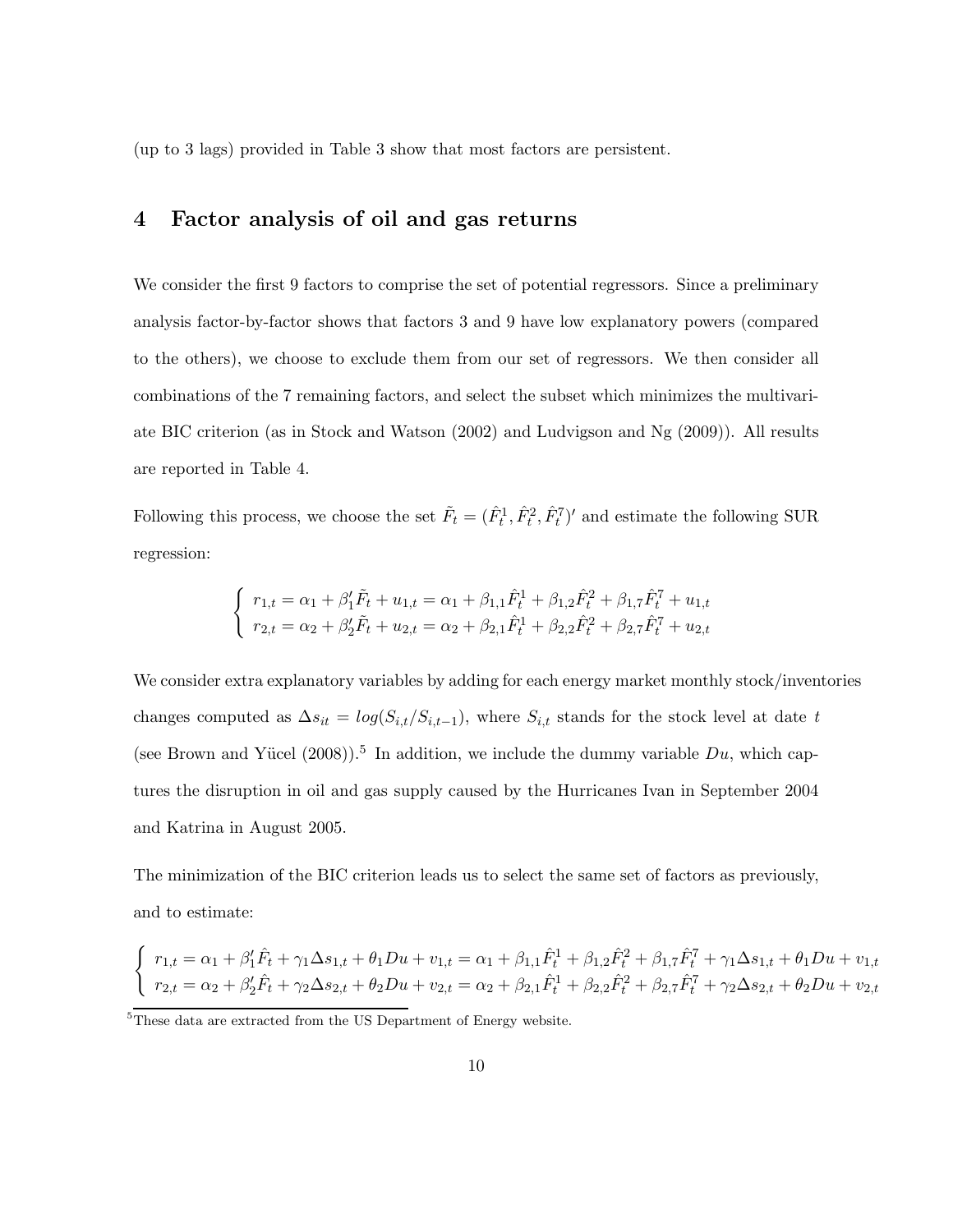(up to 3 lags) provided in Table 3 show that most factors are persistent.

# 4 Factor analysis of oil and gas returns

We consider the first 9 factors to comprise the set of potential regressors. Since a preliminary analysis factor-by-factor shows that factors 3 and 9 have low explanatory powers (compared to the others), we choose to exclude them from our set of regressors. We then consider all combinations of the 7 remaining factors, and select the subset which minimizes the multivariate BIC criterion (as in Stock and Watson (2002) and Ludvigson and Ng (2009)). All results are reported in Table 4.

Following this process, we choose the set $\tilde{F}_t = (\hat{F}_t^1, \hat{F}_t^2, \hat{F}_t^7)'$ and estimate the following SUR regression:

$$\begin{cases} r_{1,t} = \alpha_1 + \beta_1' \tilde{F}_t + u_{1,t} = \alpha_1 + \beta_{1,1} \hat{F}_t^1 + \beta_{1,2} \hat{F}_t^2 + \beta_{1,7} \hat{F}_t^7 + u_{1,t} \\ r_{2,t} = \alpha_2 + \beta_2' \tilde{F}_t + u_{2,t} = \alpha_2 + \beta_{2,1} \hat{F}_t^1 + \beta_{2,2} \hat{F}_t^2 + \beta_{2,7} \hat{F}_t^7 + u_{2,t} \end{cases}$$

We consider extra explanatory variables by adding for each energy market monthly stock/inventories changes computed as $\Delta s_{it} = log(S_{i,t}/S_{i,t-1})$, where $S_{i,t}$ stands for the stock level at date $t$ (see Brown and Yücel (2008)).[5] In addition, we include the dummy variable $Du$, which captures the disruption in oil and gas supply caused by the Hurricanes Ivan in September 2004 and Katrina in August 2005.

The minimization of the BIC criterion leads us to select the same set of factors as previously, and to estimate:

$$\begin{cases} r_{1,t} = \alpha_1 + \beta_1' \hat{F}_t + \gamma_1 \Delta s_{1,t} + \theta_1 Du + v_{1,t} = \alpha_1 + \beta_{1,1} \hat{F}_t^1 + \beta_{1,2} \hat{F}_t^2 + \beta_{1,7} \hat{F}_t^7 + \gamma_1 \Delta s_{1,t} + \theta_1 Du + v_{1,t} \\ r_{2,t} = \alpha_2 + \beta_2' \hat{F}_t + \gamma_2 \Delta s_{2,t} + \theta_2 Du + v_{2,t} = \alpha_2 + \beta_{2,1} \hat{F}_t^1 + \beta_{2,2} \hat{F}_t^2 + \beta_{2,7} \hat{F}_t^7 + \gamma_2 \Delta s_{2,t} + \theta_2 Du + v_{2,t} \end{cases}$$

[5] These data are extracted from the US Department of Energy website.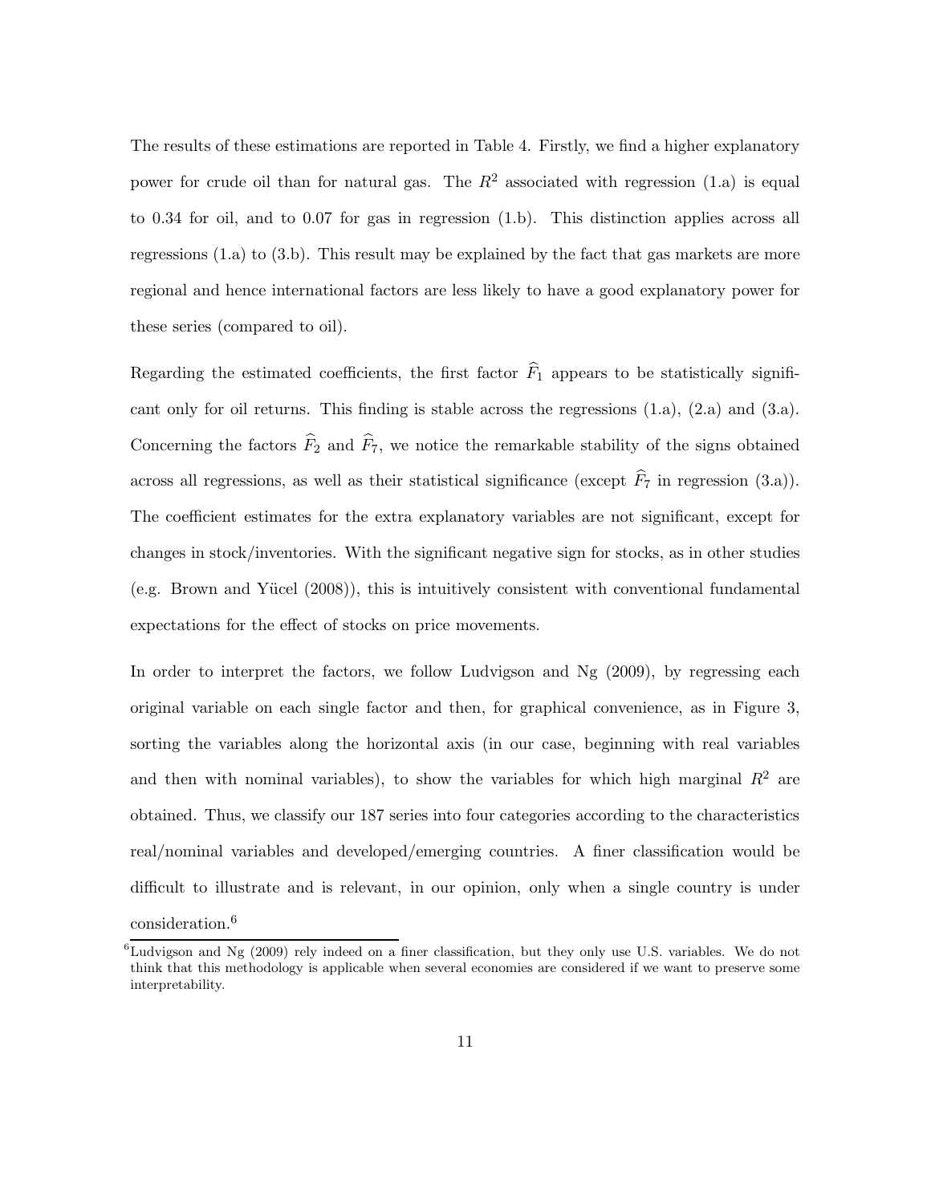The results of these estimations are reported in Table 4. Firstly, we find a higher explanatory power for crude oil than for natural gas. The $R^2$ associated with regression (1.a) is equal to 0.34 for oil, and to 0.07 for gas in regression (1.b). This distinction applies across all regressions (1.a) to (3.b). This result may be explained by the fact that gas markets are more regional and hence international factors are less likely to have a good explanatory power for these series (compared to oil).

Regarding the estimated coefficients, the first factor $\widehat{F}_1$ appears to be statistically significant only for oil returns. This finding is stable across the regressions (1.a), (2.a) and (3.a). Concerning the factors $\widehat{F}_2$ and $\widehat{F}_7$, we notice the remarkable stability of the signs obtained across all regressions, as well as their statistical significance (except $\widehat{F}_7$ in regression (3.a)). The coefficient estimates for the extra explanatory variables are not significant, except for changes in stock/inventories. With the significant negative sign for stocks, as in other studies (e.g. Brown and Yücel (2008)), this is intuitively consistent with conventional fundamental expectations for the effect of stocks on price movements.

In order to interpret the factors, we follow Ludvigson and Ng (2009), by regressing each original variable on each single factor and then, for graphical convenience, as in Figure 3, sorting the variables along the horizontal axis (in our case, beginning with real variables and then with nominal variables), to show the variables for which high marginal $R^2$ are obtained. Thus, we classify our 187 series into four categories according to the characteristics real/nominal variables and developed/emerging countries. A finer classification would be difficult to illustrate and is relevant, in our opinion, only when a single country is under consideration.[6]

[6] Ludvigson and Ng (2009) rely indeed on a finer classification, but they only use U.S. variables. We do not think that this methodology is applicable when several economies are considered if we want to preserve some interpretability.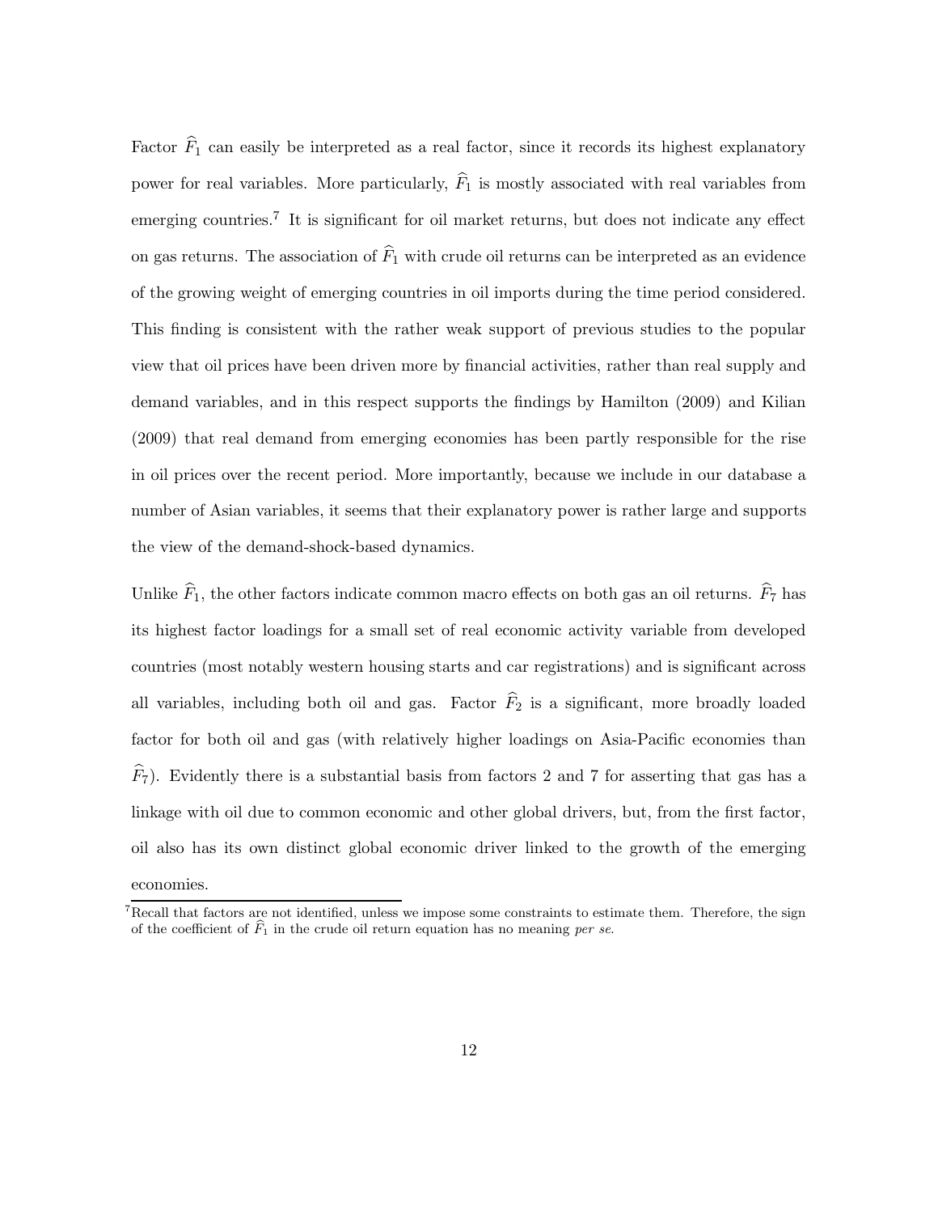Factor $\widehat{F}_1$ can easily be interpreted as a real factor, since it records its highest explanatory power for real variables. More particularly, $\widehat{F}_1$ is mostly associated with real variables from emerging countries.[7] It is significant for oil market returns, but does not indicate any effect on gas returns. The association of $\widehat{F}_1$ with crude oil returns can be interpreted as an evidence of the growing weight of emerging countries in oil imports during the time period considered. This finding is consistent with the rather weak support of previous studies to the popular view that oil prices have been driven more by financial activities, rather than real supply and demand variables, and in this respect supports the findings by Hamilton (2009) and Kilian (2009) that real demand from emerging economies has been partly responsible for the rise in oil prices over the recent period. More importantly, because we include in our database a number of Asian variables, it seems that their explanatory power is rather large and supports the view of the demand-shock-based dynamics.

Unlike $\widehat{F}_1$, the other factors indicate common macro effects on both gas an oil returns. $\widehat{F}_7$ has its highest factor loadings for a small set of real economic activity variable from developed countries (most notably western housing starts and car registrations) and is significant across all variables, including both oil and gas. Factor $\widehat{F}_2$ is a significant, more broadly loaded factor for both oil and gas (with relatively higher loadings on Asia-Pacific economies than $\widehat{F}_7$). Evidently there is a substantial basis from factors 2 and 7 for asserting that gas has a linkage with oil due to common economic and other global drivers, but, from the first factor, oil also has its own distinct global economic driver linked to the growth of the emerging economies.

[7] Recall that factors are not identified, unless we impose some constraints to estimate them. Therefore, the sign of the coefficient of $\widehat{F}_1$ in the crude oil return equation has no meaning *per se*.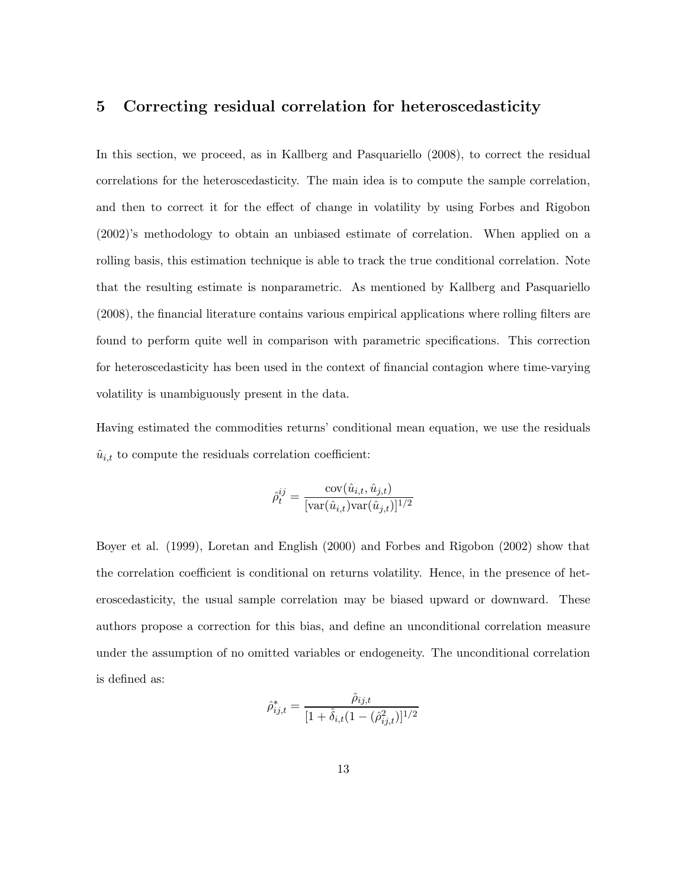## 5 Correcting residual correlation for heteroscedasticity

In this section, we proceed, as in Kallberg and Pasquariello (2008), to correct the residual correlations for the heteroscedasticity. The main idea is to compute the sample correlation, and then to correct it for the effect of change in volatility by using Forbes and Rigobon (2002)'s methodology to obtain an unbiased estimate of correlation. When applied on a rolling basis, this estimation technique is able to track the true conditional correlation. Note that the resulting estimate is nonparametric. As mentioned by Kallberg and Pasquariello (2008), the financial literature contains various empirical applications where rolling filters are found to perform quite well in comparison with parametric specifications. This correction for heteroscedasticity has been used in the context of financial contagion where time-varying volatility is unambiguously present in the data.

Having estimated the commodities returns' conditional mean equation, we use the residuals $\hat{u}_{i,t}$ to compute the residuals correlation coefficient:

$$\hat{\rho}_t^{ij} = \frac{\text{cov}(\hat{u}_{i,t}, \hat{u}_{j,t})}{[\text{var}(\hat{u}_{i,t})\text{var}(\hat{u}_{j,t})]^{1/2}}$$

Boyer et al. (1999), Loretan and English (2000) and Forbes and Rigobon (2002) show that the correlation coefficient is conditional on returns volatility. Hence, in the presence of heteroscedasticity, the usual sample correlation may be biased upward or downward. These authors propose a correction for this bias, and define an unconditional correlation measure under the assumption of no omitted variables or endogeneity. The unconditional correlation is defined as:

$$\hat{\rho}^*_{ij,t} = \frac{\hat{\rho}_{ij,t}}{[1 + \hat{\delta}_{i,t}(1 - (\hat{\rho}^2_{ij,t})]^{1/2}}$$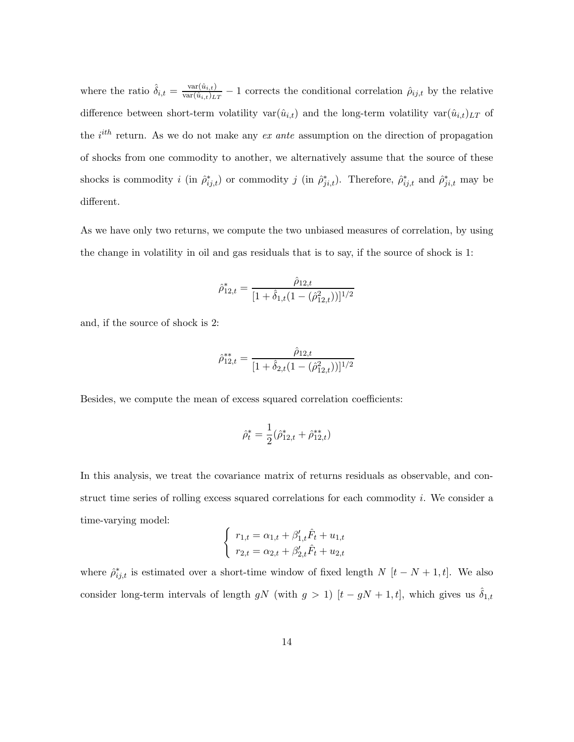where the ratio $\hat{\delta}_{i,t} = \frac{\text{var}(\hat{u}_{i,t})}{\text{var}(\hat{u}_{i,t})_{LT}} - 1$ corrects the conditional correlation $\hat{\rho}_{ij,t}$ by the relative difference between short-term volatility $\text{var}(\hat{u}_{i,t})$ and the long-term volatility $\text{var}(\hat{u}_{i,t})_{LT}$ of the $i^{ith}$ return. As we do not make any *ex ante* assumption on the direction of propagation of shocks from one commodity to another, we alternatively assume that the source of these shocks is commodity $i$ (in $\hat{\rho}^*_{ij,t}$) or commodity $j$ (in $\hat{\rho}^*_{ji,t}$). Therefore, $\hat{\rho}^*_{ij,t}$ and $\hat{\rho}^*_{ji,t}$ may be different.

As we have only two returns, we compute the two unbiased measures of correlation, by using the change in volatility in oil and gas residuals that is to say, if the source of shock is 1:

$$\hat{\rho}^*_{12,t} = \frac{\hat{\rho}_{12,t}}{[1 + \hat{\delta}_{1,t}(1 - (\hat{\rho}^2_{12,t}))]^{1/2}}$$

and, if the source of shock is 2:

$$\hat{\rho}^{**}_{12,t} = \frac{\hat{\rho}_{12,t}}{[1 + \hat{\delta}_{2,t}(1 - (\hat{\rho}^2_{12,t}))]^{1/2}}$$

Besides, we compute the mean of excess squared correlation coefficients:

$$\hat{\rho}^*_t = \frac{1}{2}(\hat{\rho}^*_{12,t} + \hat{\rho}^{**}_{12,t})$$

In this analysis, we treat the covariance matrix of returns residuals as observable, and construct time series of rolling excess squared correlations for each commodity $i$. We consider a time-varying model:

$$\begin{cases} r_{1,t} = \alpha_{1,t} + \beta'_{1,t}\hat{F}_t + u_{1,t} \\ r_{2,t} = \alpha_{2,t} + \beta'_{2,t}\hat{F}_t + u_{2,t} \end{cases}$$

where $\hat{\rho}^*_{ij,t}$ is estimated over a short-time window of fixed length $N$ $[t - N + 1, t]$. We also consider long-term intervals of length $gN$ (with $g > 1$) $[t - gN + 1, t]$, which gives us $\hat{\delta}_{1,t}$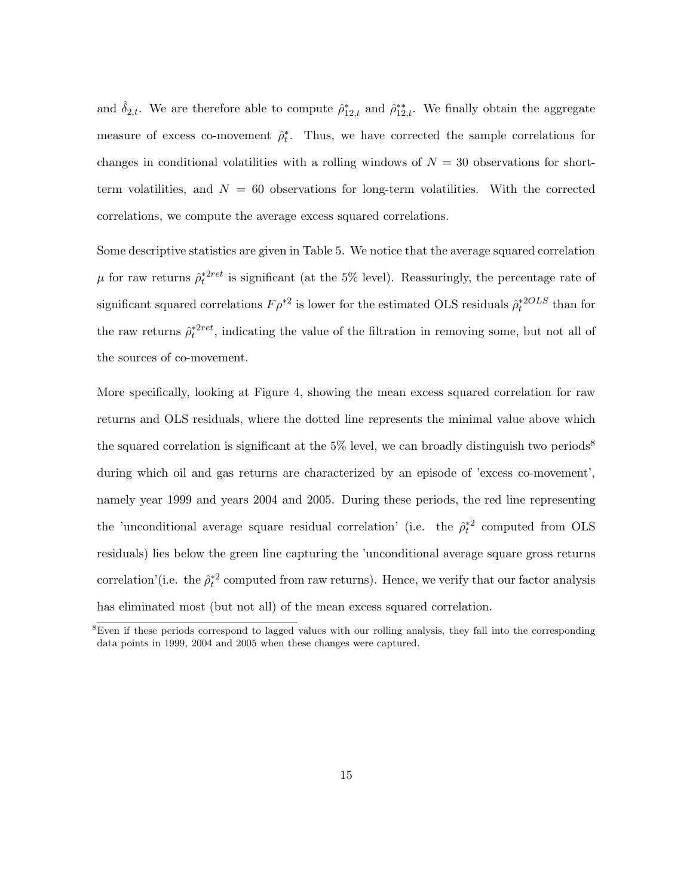and $\hat{\delta}_{2,t}$. We are therefore able to compute $\hat{\rho}^{*}_{12,t}$ and $\hat{\rho}^{**}_{12,t}$. We finally obtain the aggregate measure of excess co-movement $\hat{\rho}^{*}_{t}$. Thus, we have corrected the sample correlations for changes in conditional volatilities with a rolling windows of $N = 30$ observations for short-term volatilities, and $N = 60$ observations for long-term volatilities. With the corrected correlations, we compute the average excess squared correlations.

Some descriptive statistics are given in Table 5. We notice that the average squared correlation $\mu$ for raw returns $\hat{\rho}^{*2ret}_{t}$ is significant (at the 5% level). Reassuringly, the percentage rate of significant squared correlations $F\rho^{*2}$ is lower for the estimated OLS residuals $\hat{\rho}^{*2OLS}_{t}$ than for the raw returns $\hat{\rho}^{*2ret}_{t}$, indicating the value of the filtration in removing some, but not all of the sources of co-movement.

More specifically, looking at Figure 4, showing the mean excess squared correlation for raw returns and OLS residuals, where the dotted line represents the minimal value above which the squared correlation is significant at the 5% level, we can broadly distinguish two periods[8] during which oil and gas returns are characterized by an episode of 'excess co-movement', namely year 1999 and years 2004 and 2005. During these periods, the red line representing the 'unconditional average square residual correlation' (i.e. the $\hat{\rho}^{*2}_{t}$ computed from OLS residuals) lies below the green line capturing the 'unconditional average square gross returns correlation'(i.e. the $\hat{\rho}^{*2}_{t}$ computed from raw returns). Hence, we verify that our factor analysis has eliminated most (but not all) of the mean excess squared correlation.

[8] Even if these periods correspond to lagged values with our rolling analysis, they fall into the corresponding data points in 1999, 2004 and 2005 when these changes were captured.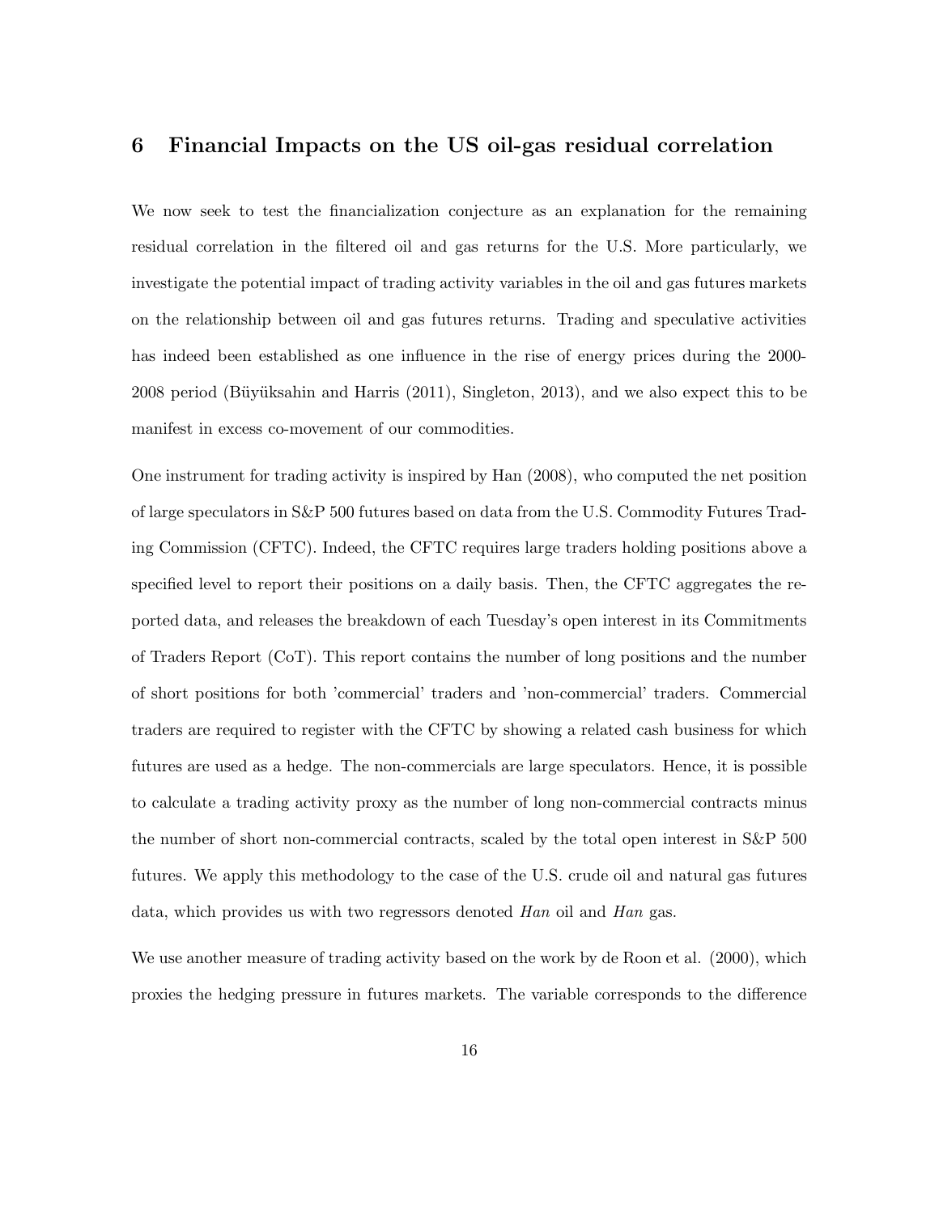## 6 Financial Impacts on the US oil-gas residual correlation

We now seek to test the financialization conjecture as an explanation for the remaining residual correlation in the filtered oil and gas returns for the U.S. More particularly, we investigate the potential impact of trading activity variables in the oil and gas futures markets on the relationship between oil and gas futures returns. Trading and speculative activities has indeed been established as one influence in the rise of energy prices during the 2000-2008 period (Büyüksahin and Harris (2011), Singleton, 2013), and we also expect this to be manifest in excess co-movement of our commodities.

One instrument for trading activity is inspired by Han (2008), who computed the net position of large speculators in S&P 500 futures based on data from the U.S. Commodity Futures Trading Commission (CFTC). Indeed, the CFTC requires large traders holding positions above a specified level to report their positions on a daily basis. Then, the CFTC aggregates the reported data, and releases the breakdown of each Tuesday's open interest in its Commitments of Traders Report (CoT). This report contains the number of long positions and the number of short positions for both 'commercial' traders and 'non-commercial' traders. Commercial traders are required to register with the CFTC by showing a related cash business for which futures are used as a hedge. The non-commercials are large speculators. Hence, it is possible to calculate a trading activity proxy as the number of long non-commercial contracts minus the number of short non-commercial contracts, scaled by the total open interest in S&P 500 futures. We apply this methodology to the case of the U.S. crude oil and natural gas futures data, which provides us with two regressors denoted *Han* oil and *Han* gas.

We use another measure of trading activity based on the work by de Roon et al. (2000), which proxies the hedging pressure in futures markets. The variable corresponds to the difference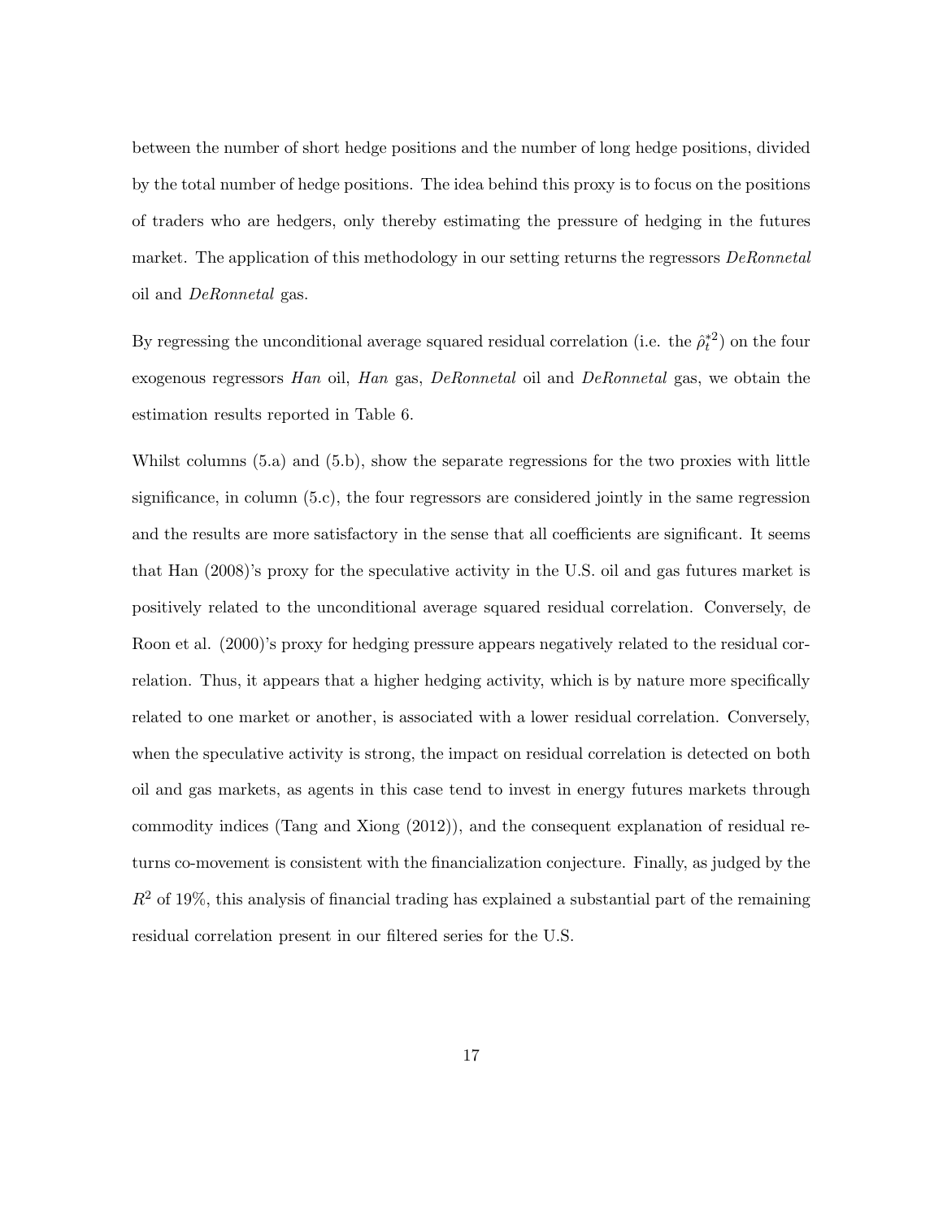between the number of short hedge positions and the number of long hedge positions, divided by the total number of hedge positions. The idea behind this proxy is to focus on the positions of traders who are hedgers, only thereby estimating the pressure of hedging in the futures market. The application of this methodology in our setting returns the regressors *DeRonnetal* oil and *DeRonnetal* gas.

By regressing the unconditional average squared residual correlation (i.e. the $\hat{\rho}_t^{*2}$) on the four exogenous regressors *Han* oil, *Han* gas, *DeRonnetal* oil and *DeRonnetal* gas, we obtain the estimation results reported in Table 6.

Whilst columns (5.a) and (5.b), show the separate regressions for the two proxies with little significance, in column (5.c), the four regressors are considered jointly in the same regression and the results are more satisfactory in the sense that all coefficients are significant. It seems that Han (2008)'s proxy for the speculative activity in the U.S. oil and gas futures market is positively related to the unconditional average squared residual correlation. Conversely, de Roon et al. (2000)'s proxy for hedging pressure appears negatively related to the residual correlation. Thus, it appears that a higher hedging activity, which is by nature more specifically related to one market or another, is associated with a lower residual correlation. Conversely, when the speculative activity is strong, the impact on residual correlation is detected on both oil and gas markets, as agents in this case tend to invest in energy futures markets through commodity indices (Tang and Xiong (2012)), and the consequent explanation of residual returns co-movement is consistent with the financialization conjecture. Finally, as judged by the $R^2$ of 19%, this analysis of financial trading has explained a substantial part of the remaining residual correlation present in our filtered series for the U.S.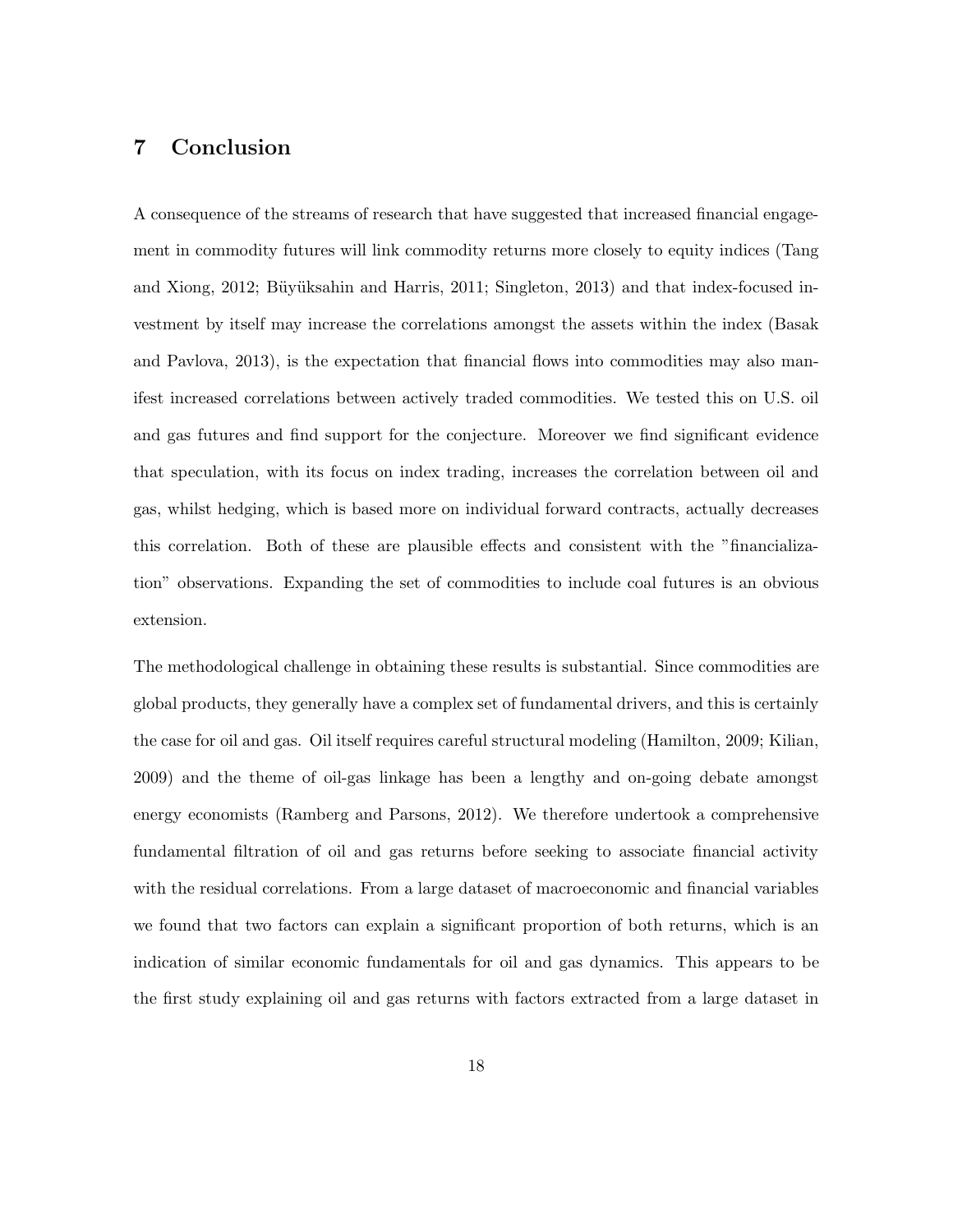## 7 Conclusion

A consequence of the streams of research that have suggested that increased financial engagement in commodity futures will link commodity returns more closely to equity indices (Tang and Xiong, 2012; Büyüksahin and Harris, 2011; Singleton, 2013) and that index-focused investment by itself may increase the correlations amongst the assets within the index (Basak and Pavlova, 2013), is the expectation that financial flows into commodities may also manifest increased correlations between actively traded commodities. We tested this on U.S. oil and gas futures and find support for the conjecture. Moreover we find significant evidence that speculation, with its focus on index trading, increases the correlation between oil and gas, whilst hedging, which is based more on individual forward contracts, actually decreases this correlation. Both of these are plausible effects and consistent with the "financialization" observations. Expanding the set of commodities to include coal futures is an obvious extension.

The methodological challenge in obtaining these results is substantial. Since commodities are global products, they generally have a complex set of fundamental drivers, and this is certainly the case for oil and gas. Oil itself requires careful structural modeling (Hamilton, 2009; Kilian, 2009) and the theme of oil-gas linkage has been a lengthy and on-going debate amongst energy economists (Ramberg and Parsons, 2012). We therefore undertook a comprehensive fundamental filtration of oil and gas returns before seeking to associate financial activity with the residual correlations. From a large dataset of macroeconomic and financial variables we found that two factors can explain a significant proportion of both returns, which is an indication of similar economic fundamentals for oil and gas dynamics. This appears to be the first study explaining oil and gas returns with factors extracted from a large dataset in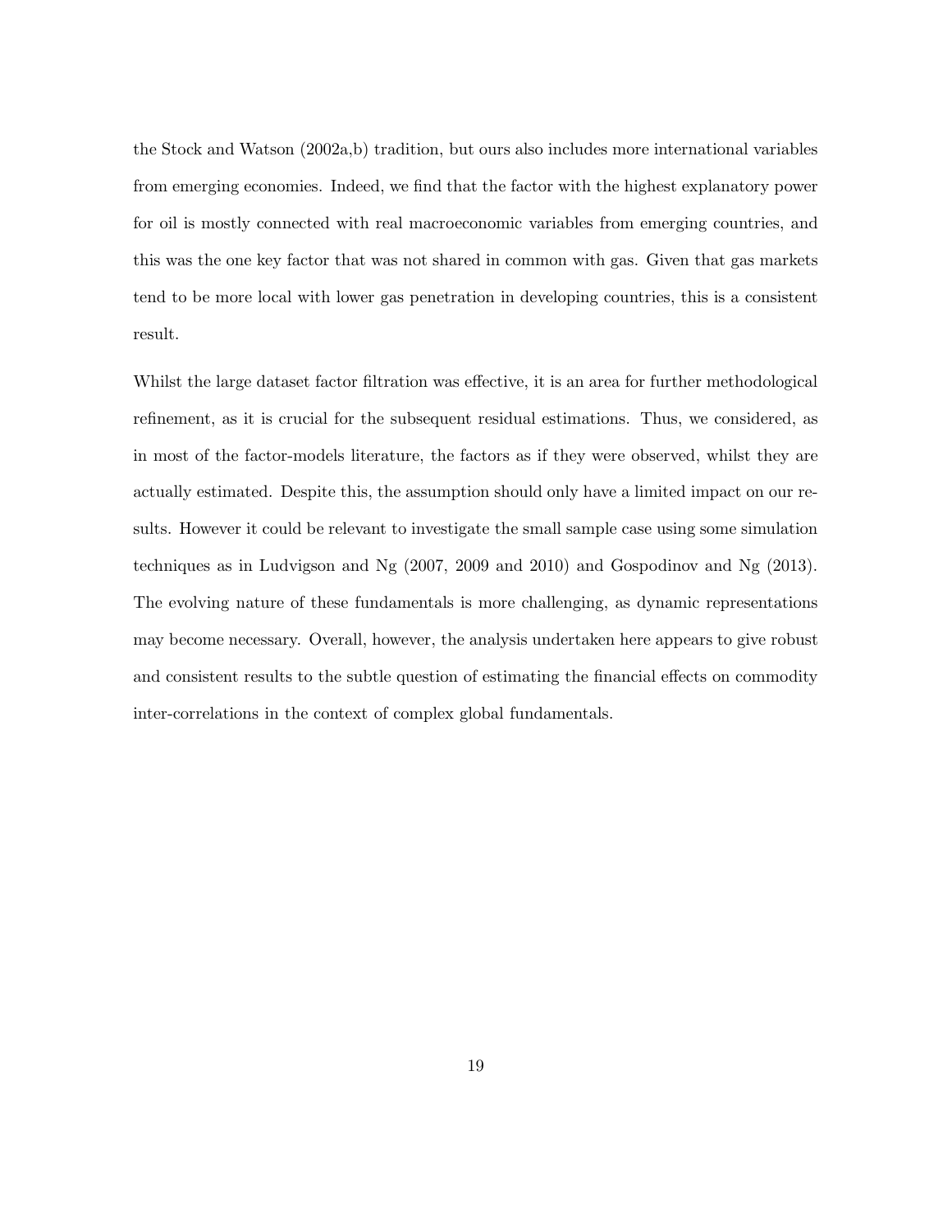the Stock and Watson (2002a,b) tradition, but ours also includes more international variables from emerging economies. Indeed, we find that the factor with the highest explanatory power for oil is mostly connected with real macroeconomic variables from emerging countries, and this was the one key factor that was not shared in common with gas. Given that gas markets tend to be more local with lower gas penetration in developing countries, this is a consistent result.

Whilst the large dataset factor filtration was effective, it is an area for further methodological refinement, as it is crucial for the subsequent residual estimations. Thus, we considered, as in most of the factor-models literature, the factors as if they were observed, whilst they are actually estimated. Despite this, the assumption should only have a limited impact on our results. However it could be relevant to investigate the small sample case using some simulation techniques as in Ludvigson and Ng (2007, 2009 and 2010) and Gospodinov and Ng (2013). The evolving nature of these fundamentals is more challenging, as dynamic representations may become necessary. Overall, however, the analysis undertaken here appears to give robust and consistent results to the subtle question of estimating the financial effects on commodity inter-correlations in the context of complex global fundamentals.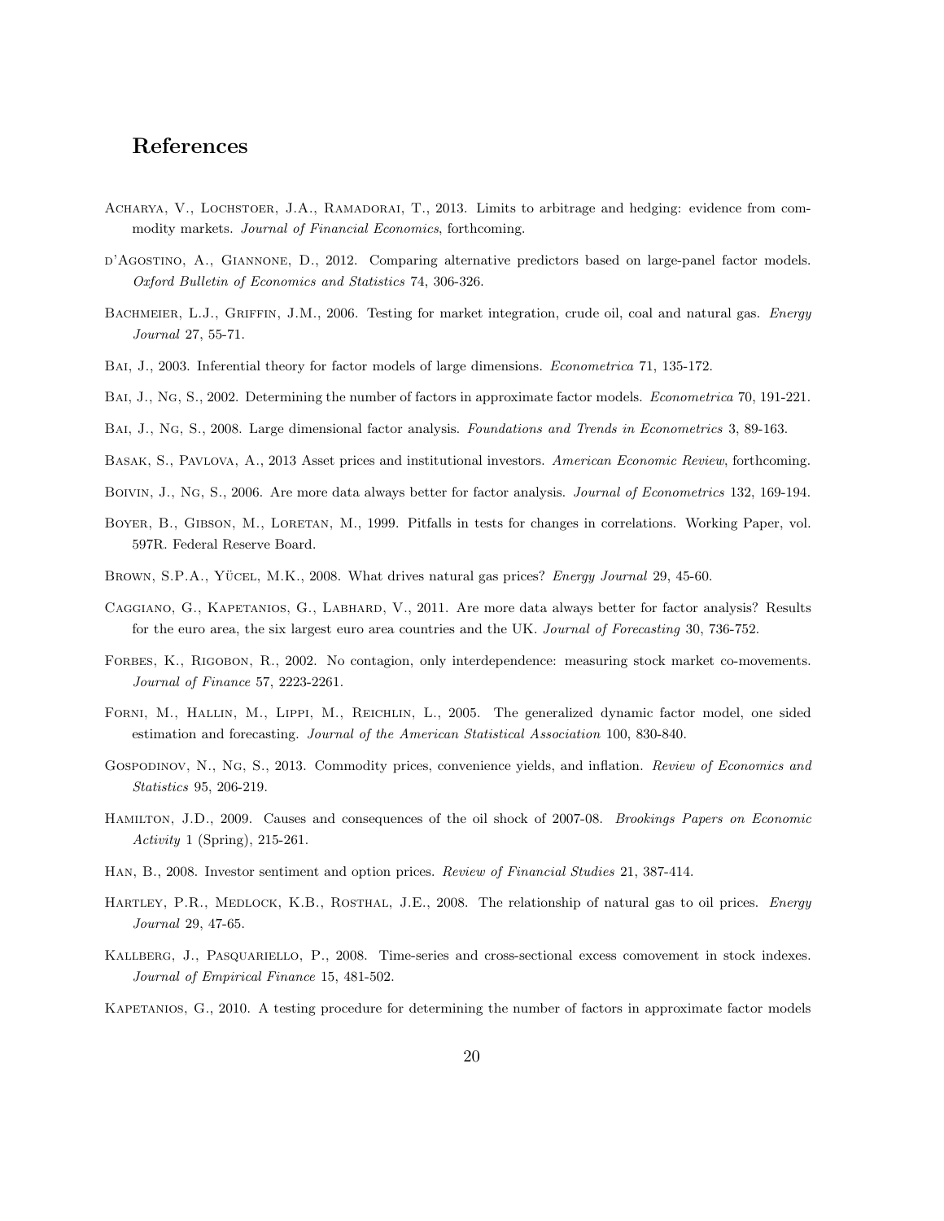## References

Acharya, V., Lochstoer, J.A., Ramadorai, T., 2013. Limits to arbitrage and hedging: evidence from commodity markets. *Journal of Financial Economics*, forthcoming.

d'Agostino, A., Giannone, D., 2012. Comparing alternative predictors based on large-panel factor models. *Oxford Bulletin of Economics and Statistics* 74, 306-326.

Bachmeier, L.J., Griffin, J.M., 2006. Testing for market integration, crude oil, coal and natural gas. *Energy Journal* 27, 55-71.

Bai, J., 2003. Inferential theory for factor models of large dimensions. *Econometrica* 71, 135-172.

Bai, J., Ng, S., 2002. Determining the number of factors in approximate factor models. *Econometrica* 70, 191-221.

Bai, J., Ng, S., 2008. Large dimensional factor analysis. *Foundations and Trends in Econometrics* 3, 89-163.

Basak, S., Pavlova, A., 2013 Asset prices and institutional investors. *American Economic Review*, forthcoming.

Boivin, J., Ng, S., 2006. Are more data always better for factor analysis. *Journal of Econometrics* 132, 169-194.

Boyer, B., Gibson, M., Loretan, M., 1999. Pitfalls in tests for changes in correlations. Working Paper, vol. 597R. Federal Reserve Board.

Brown, S.P.A., Yücel, M.K., 2008. What drives natural gas prices? *Energy Journal* 29, 45-60.

Caggiano, G., Kapetanios, G., Labhard, V., 2011. Are more data always better for factor analysis? Results for the euro area, the six largest euro area countries and the UK. *Journal of Forecasting* 30, 736-752.

Forbes, K., Rigobon, R., 2002. No contagion, only interdependence: measuring stock market co-movements. *Journal of Finance* 57, 2223-2261.

Forni, M., Hallin, M., Lippi, M., Reichlin, L., 2005. The generalized dynamic factor model, one sided estimation and forecasting. *Journal of the American Statistical Association* 100, 830-840.

Gospodinov, N., Ng, S., 2013. Commodity prices, convenience yields, and inflation. *Review of Economics and Statistics* 95, 206-219.

Hamilton, J.D., 2009. Causes and consequences of the oil shock of 2007-08. *Brookings Papers on Economic Activity* 1 (Spring), 215-261.

Han, B., 2008. Investor sentiment and option prices. *Review of Financial Studies* 21, 387-414.

Hartley, P.R., Medlock, K.B., Rosthal, J.E., 2008. The relationship of natural gas to oil prices. *Energy Journal* 29, 47-65.

Kallberg, J., Pasquariello, P., 2008. Time-series and cross-sectional excess comovement in stock indexes. *Journal of Empirical Finance* 15, 481-502.

Kapetanios, G., 2010. A testing procedure for determining the number of factors in approximate factor models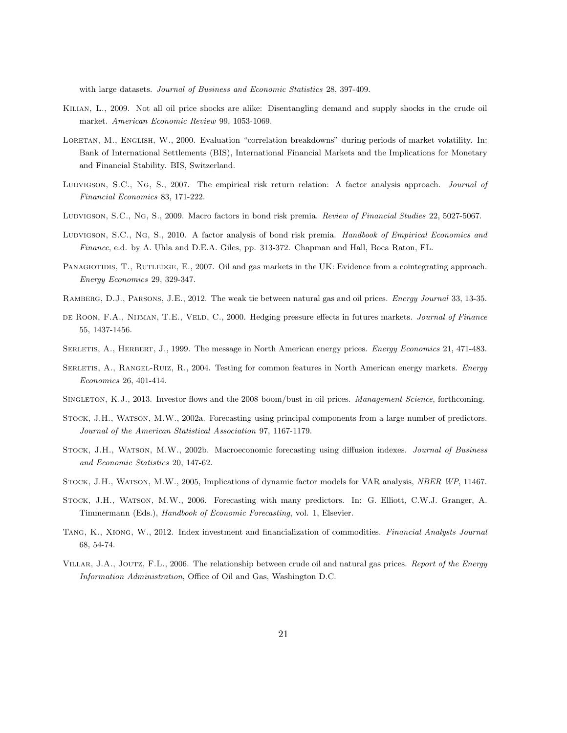with large datasets. *Journal of Business and Economic Statistics* 28, 397-409.

Kilian, L., 2009. Not all oil price shocks are alike: Disentangling demand and supply shocks in the crude oil market. *American Economic Review* 99, 1053-1069.

Loretan, M., English, W., 2000. Evaluation "correlation breakdowns" during periods of market volatility. In: Bank of International Settlements (BIS), International Financial Markets and the Implications for Monetary and Financial Stability. BIS, Switzerland.

Ludvigson, S.C., Ng, S., 2007. The empirical risk return relation: A factor analysis approach. *Journal of Financial Economics* 83, 171-222.

Ludvigson, S.C., Ng, S., 2009. Macro factors in bond risk premia. *Review of Financial Studies* 22, 5027-5067.

Ludvigson, S.C., Ng, S., 2010. A factor analysis of bond risk premia. *Handbook of Empirical Economics and Finance*, e.d. by A. Uhla and D.E.A. Giles, pp. 313-372. Chapman and Hall, Boca Raton, FL.

Panagiotidis, T., Rutledge, E., 2007. Oil and gas markets in the UK: Evidence from a cointegrating approach. *Energy Economics* 29, 329-347.

Ramberg, D.J., Parsons, J.E., 2012. The weak tie between natural gas and oil prices. *Energy Journal* 33, 13-35.

de Roon, F.A., Nijman, T.E., Veld, C., 2000. Hedging pressure effects in futures markets. *Journal of Finance* 55, 1437-1456.

Serletis, A., Herbert, J., 1999. The message in North American energy prices. *Energy Economics* 21, 471-483.

Serletis, A., Rangel-Ruiz, R., 2004. Testing for common features in North American energy markets. *Energy Economics* 26, 401-414.

Singleton, K.J., 2013. Investor flows and the 2008 boom/bust in oil prices. *Management Science*, forthcoming.

Stock, J.H., Watson, M.W., 2002a. Forecasting using principal components from a large number of predictors. *Journal of the American Statistical Association* 97, 1167-1179.

Stock, J.H., Watson, M.W., 2002b. Macroeconomic forecasting using diffusion indexes. *Journal of Business and Economic Statistics* 20, 147-62.

Stock, J.H., Watson, M.W., 2005, Implications of dynamic factor models for VAR analysis, *NBER WP*, 11467.

Stock, J.H., Watson, M.W., 2006. Forecasting with many predictors. In: G. Elliott, C.W.J. Granger, A. Timmermann (Eds.), *Handbook of Economic Forecasting*, vol. 1, Elsevier.

Tang, K., Xiong, W., 2012. Index investment and financialization of commodities. *Financial Analysts Journal* 68, 54-74.

Villar, J.A., Joutz, F.L., 2006. The relationship between crude oil and natural gas prices. *Report of the Energy Information Administration*, Office of Oil and Gas, Washington D.C.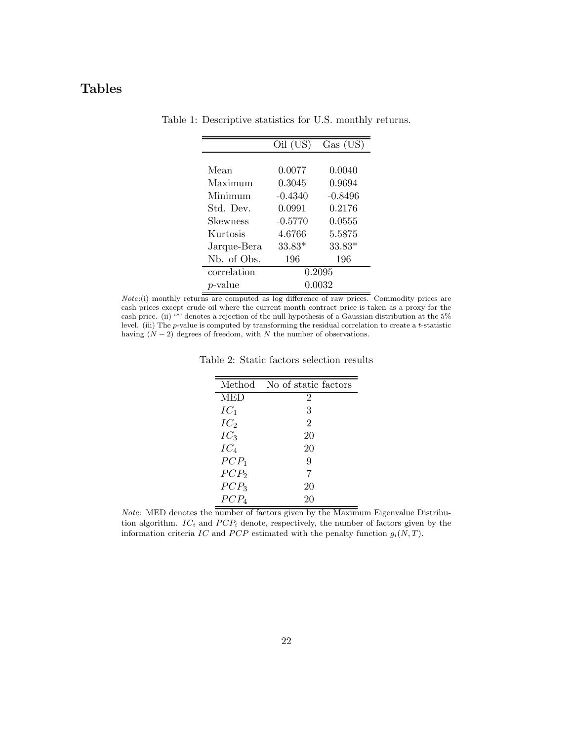# Tables

Table 1: Descriptive statistics for U.S. monthly returns.

| | Oil (US) | Gas (US) |
|---|---|---|
| Mean | 0.0077 | 0.0040 |
| Maximum | 0.3045 | 0.9694 |
| Minimum | -0.4340 | -0.8496 |
| Std. Dev. | 0.0991 | 0.2176 |
| Skewness | -0.5770 | 0.0555 |
| Kurtosis | 4.6766 | 5.5875 |
| Jarque-Bera | 33.83* | 33.83* |
| Nb. of Obs. | 196 | 196 |
| correlation | 0.2095 | |
| $p$-value | 0.0032 | |

*Note*:(i) monthly returns are computed as log difference of raw prices. Commodity prices are cash prices except crude oil where the current month contract price is taken as a proxy for the cash price. (ii) '*' denotes a rejection of the null hypothesis of a Gaussian distribution at the 5% level. (iii) The $p$-value is computed by transforming the residual correlation to create a $t$-statistic having $(N-2)$ degrees of freedom, with $N$ the number of observations.

Table 2: Static factors selection results

| Method | No of static factors |
|---|---|
| MED | 2 |
| $IC_1$ | 3 |
| $IC_2$ | 2 |
| $IC_3$ | 20 |
| $IC_4$ | 20 |
| $PCP_1$ | 9 |
| $PCP_2$ | 7 |
| $PCP_3$ | 20 |
| $PCP_4$ | 20 |

*Note*: MED denotes the number of factors given by the Maximum Eigenvalue Distribution algorithm. $IC_i$ and $PCP_i$ denote, respectively, the number of factors given by the information criteria $IC$ and $PCP$ estimated with the penalty function $g_i(N,T)$.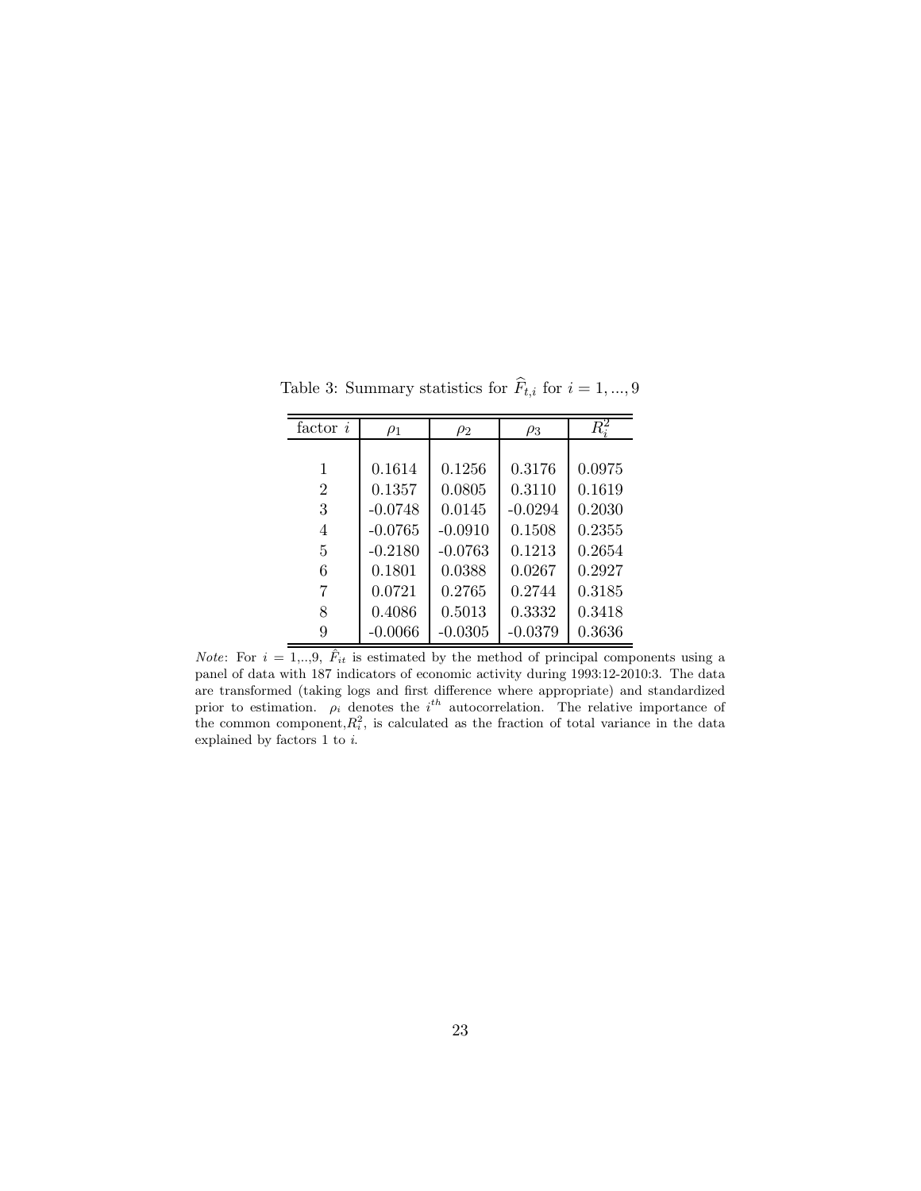Table 3: Summary statistics for $\widehat{F}_{t,i}$ for $i = 1, ..., 9$

| factor $i$ | $\rho_1$ | $\rho_2$ | $\rho_3$ | $R_i^2$ |
|---|---|---|---|---|
| 1 | 0.1614 | 0.1256 | 0.3176 | 0.0975 |
| 2 | 0.1357 | 0.0805 | 0.3110 | 0.1619 |
| 3 | -0.0748 | 0.0145 | -0.0294 | 0.2030 |
| 4 | -0.0765 | -0.0910 | 0.1508 | 0.2355 |
| 5 | -0.2180 | -0.0763 | 0.1213 | 0.2654 |
| 6 | 0.1801 | 0.0388 | 0.0267 | 0.2927 |
| 7 | 0.0721 | 0.2765 | 0.2744 | 0.3185 |
| 8 | 0.4086 | 0.5013 | 0.3332 | 0.3418 |
| 9 | -0.0066 | -0.0305 | -0.0379 | 0.3636 |

*Note*: For $i = 1,..,9$, $\hat{F}_{it}$ is estimated by the method of principal components using a panel of data with 187 indicators of economic activity during 1993:12-2010:3. The data are transformed (taking logs and first difference where appropriate) and standardized prior to estimation. $\rho_i$ denotes the $i^{th}$ autocorrelation. The relative importance of the common component, $R_i^2$, is calculated as the fraction of total variance in the data explained by factors 1 to $i$.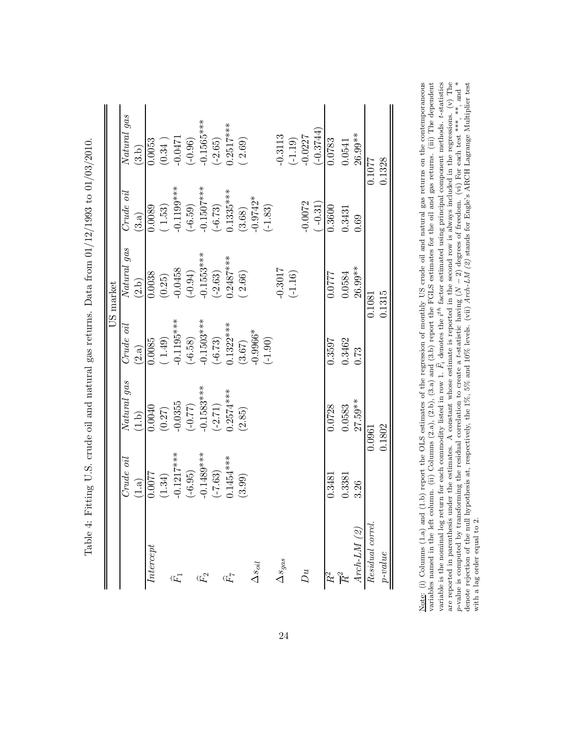Table 4: Fitting U.S. crude oil and natural gas returns. Data from 01/12/1993 to 01/03/2010.

| | US market | | | | | |
|---|---|---|---|---|---|---|
| | *Crude oil* | *Natural gas* | *Crude oil* | *Natural gas* | *Crude oil* | *Natural gas* |
| | (1.a) | (1.b) | (2.a) | (2.b) | (3.a) | (3.b) |
| *Intercept* | 0.0077 | 0.0040 | 0.0085 | 0.0038 | 0.0089 | 0.0053 |
| | (1.34) | (0.27) | ( 1.49) | (0.25) | ( 1.53) | (0.34 ) |
| $\widehat{F}_1$ | -0.1217*** | -0.0355 | -0.1195*** | -0.0458 | -0.1199*** | -0.0471 |
| | (-6.95) | (-0.77) | (-6.58) | (-0.94) | (-6.59) | (-0.96) |
| $\widehat{F}_2$ | -0.1489*** | -0.1583*** | -0.1503*** | -0.1553*** | -0.1507*** | -0.1565*** |
| | (-7.63) | (-2.71) | (-6.73) | (-2.63) | (-6.73) | (-2.65) |
| $\widehat{F}_7$ | 0.1454*** | 0.2574*** | 0.1322*** | 0.2487*** | 0.1335*** | 0.2517*** |
| | (3.99) | (2.85) | (3.67) | ( 2.66) | (3.68) | ( 2.69) |
| $\Delta s_{oil}$ | | | -0.9966* | | -0.9742* | |
| | | | (-1.90) | | (-1.83) | |
| $\Delta s_{gas}$ | | | | -0.3017 | | -0.3113 |
| | | | | (-1.16) | | (-1.19) |
| $Du$ | | | | | -0.0072 | -0.0227 |
| | | | | | ( -0.31) | (-0.3744) |
| $R^2$ | 0.3481 | 0.0728 | 0.3597 | 0.0777 | 0.3600 | 0.0783 |
| $\overline{R}^2$ | 0.3381 | 0.0583 | 0.3462 | 0.0584 | 0.3431 | 0.0541 |
| *Arch-LM (2)* | 3.26 | 27.59** | 0.73 | 26.99** | 0.69 | 26.99** |
| *Residual correl.* | 0.0961 | | 0.1081 | | 0.1077 | |
| *p-value* | 0.1802 | | 0.1315 | | 0.1328 | |

Note: (i) Columns (1.a) and (1.b) report the OLS estimates of the regression of monthly US crude oil and natural gas returns on the contemporaneous variables named in the left column. (ii) Columns (2.a), (2.b), (3.a) and (3.b) report the FGLS estimates for the oil and gas returns. (iii) The dependent variable is the nominal log return for each commodity listed in row 1. $\widehat{F}_i$ denotes the $i^{th}$ factor estimated using principal component methods. $t$-statistics are reported in parenthesis under the estimates. A constant whose estimate is reported in the second row is always included in the regressions. (v) The $p$-value is computed by transforming the residual correlation to create a $t$-statistic having $(N-2)$ degrees of freedom. (vi) For each test ***, **, and * denote rejection of the null hypothesis at, respectively, the 1%, 5% and 10% levels. (vii) *Arch-LM (2)* stands for Engle's ARCH Lagrange Multiplier test with a lag order equal to 2.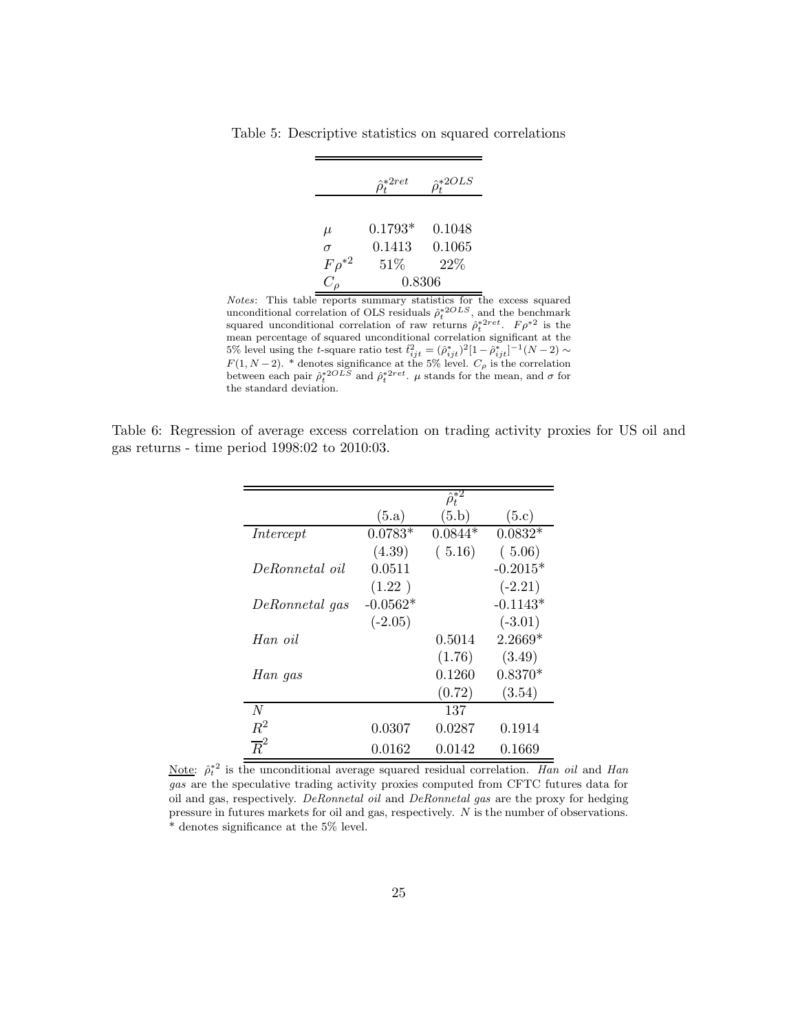Table 5: Descriptive statistics on squared correlations

| | $\hat{\rho}_t^{*2ret}$ | $\hat{\rho}_t^{*2OLS}$ |
|---|---|---|
| $\mu$ | 0.1793* | 0.1048 |
| $\sigma$ | 0.1413 | 0.1065 |
| $F\rho^{*2}$ | 51% | 22% |
| $C_\rho$ | 0.8306 | |

*Notes*: This table reports summary statistics for the excess squared unconditional correlation of OLS residuals $\hat{\rho}_t^{*2OLS}$, and the benchmark squared unconditional correlation of raw returns $\hat{\rho}_t^{*2ret}$. $F\rho^{*2}$ is the mean percentage of squared unconditional correlation significant at the 5% level using the $t$-square ratio test $\hat{t}_{ijt}^2 = (\hat{\rho}_{ijt}^*)^2[1-\hat{\rho}_{ijt}^*]^{-1}(N-2) \sim F(1, N-2)$. * denotes significance at the 5% level. $C_\rho$ is the correlation between each pair $\hat{\rho}_t^{*2OLS}$ and $\hat{\rho}_t^{*2ret}$. $\mu$ stands for the mean, and $\sigma$ for the standard deviation.

Table 6: Regression of average excess correlation on trading activity proxies for US oil and gas returns - time period 1998:02 to 2010:03.

| | $\hat{\rho}_t^{*2}$ | | |
|---|---|---|---|
| | (5.a) | (5.b) | (5.c) |
| *Intercept* | 0.0783* | 0.0844* | 0.0832* |
| | (4.39) | ( 5.16) | ( 5.06) |
| *DeRonnetal oil* | 0.0511 | | -0.2015* |
| | (1.22 ) | | (-2.21) |
| *DeRonnetal gas* | -0.0562* | | -0.1143* |
| | (-2.05) | | (-3.01) |
| *Han oil* | | 0.5014 | 2.2669* |
| | | (1.76) | (3.49) |
| *Han gas* | | 0.1260 | 0.8370* |
| | | (0.72) | (3.54) |
| $N$ | | 137 | |
| $R^2$ | 0.0307 | 0.0287 | 0.1914 |
| $\overline{R}^2$ | 0.0162 | 0.0142 | 0.1669 |

Note: $\hat{\rho}_t^{*2}$ is the unconditional average squared residual correlation. *Han oil* and *Han gas* are the speculative trading activity proxies computed from CFTC futures data for oil and gas, respectively. *DeRonnetal oil* and *DeRonnetal gas* are the proxy for hedging pressure in futures markets for oil and gas, respectively. $N$ is the number of observations. * denotes significance at the 5% level.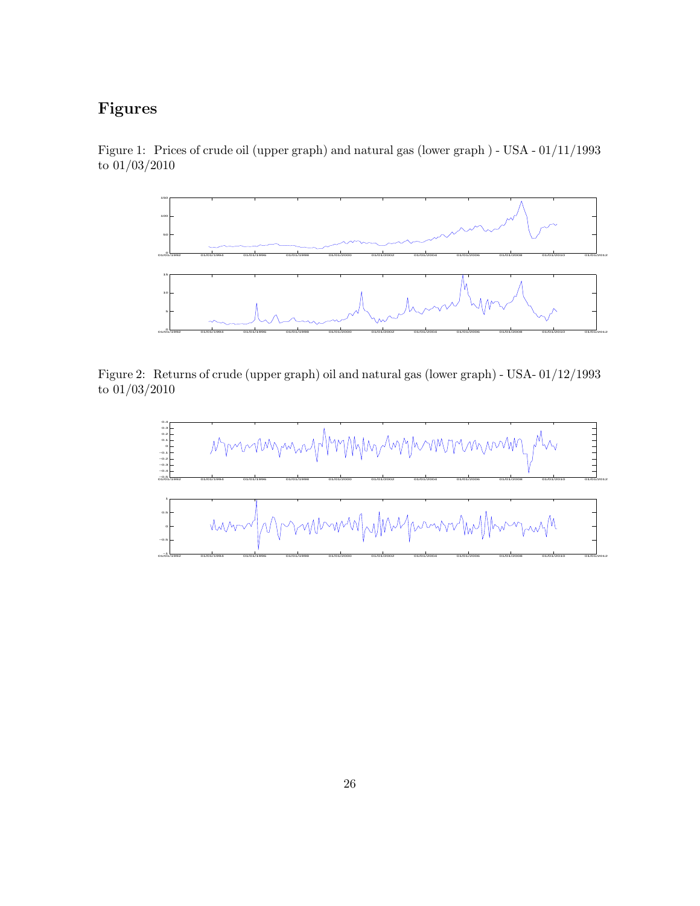# Figures

Figure 1: Prices of crude oil (upper graph) and natural gas (lower graph ) - USA - 01/11/1993 to 01/03/2010

Figure 2: Returns of crude (upper graph) oil and natural gas (lower graph) - USA- 01/12/1993 to 01/03/2010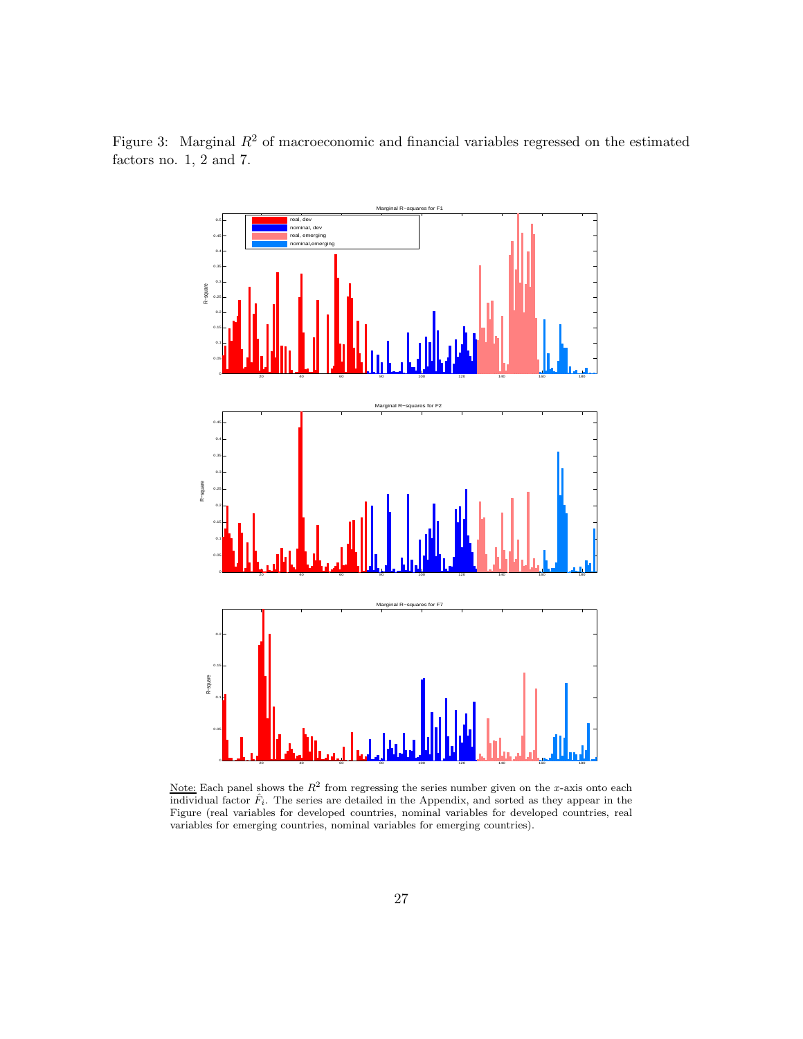Figure 3: Marginal $R^2$ of macroeconomic and financial variables regressed on the estimated factors no. 1, 2 and 7.

Note: Each panel shows the $R^2$ from regressing the series number given on the $x$-axis onto each individual factor $\hat{F}_i$. The series are detailed in the Appendix, and sorted as they appear in the Figure (real variables for developed countries, nominal variables for developed countries, real variables for emerging countries, nominal variables for emerging countries).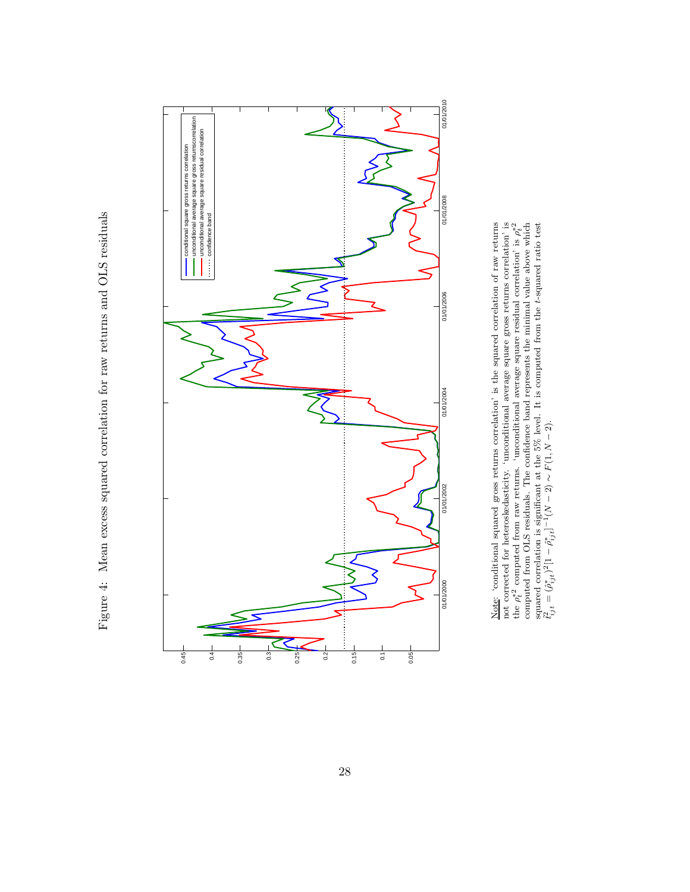# Figure 4: Mean excess squared correlation for raw returns and OLS residuals

Note: 'conditional squared gross returns correlation' is the squared correlation of raw returns not corrected for heteroskedasticity. 'unconditional average square gross returns correlation' is the $\rho_t^{*2}$ computed from raw returns. 'unconditional average square residual correlation' is $\rho_t^{*2}$ computed from OLS residuals. The confidence band represents the minimal value above which squared correlation is significant at the 5% level. It is computed from the $t$-squared ratio test $t_{ijt}^2 = (\hat{\rho}_{ijt}^*)^2[1-\hat{\rho}_{ijt}^*]^{-1}(N-2) \sim F(1, N-2)$.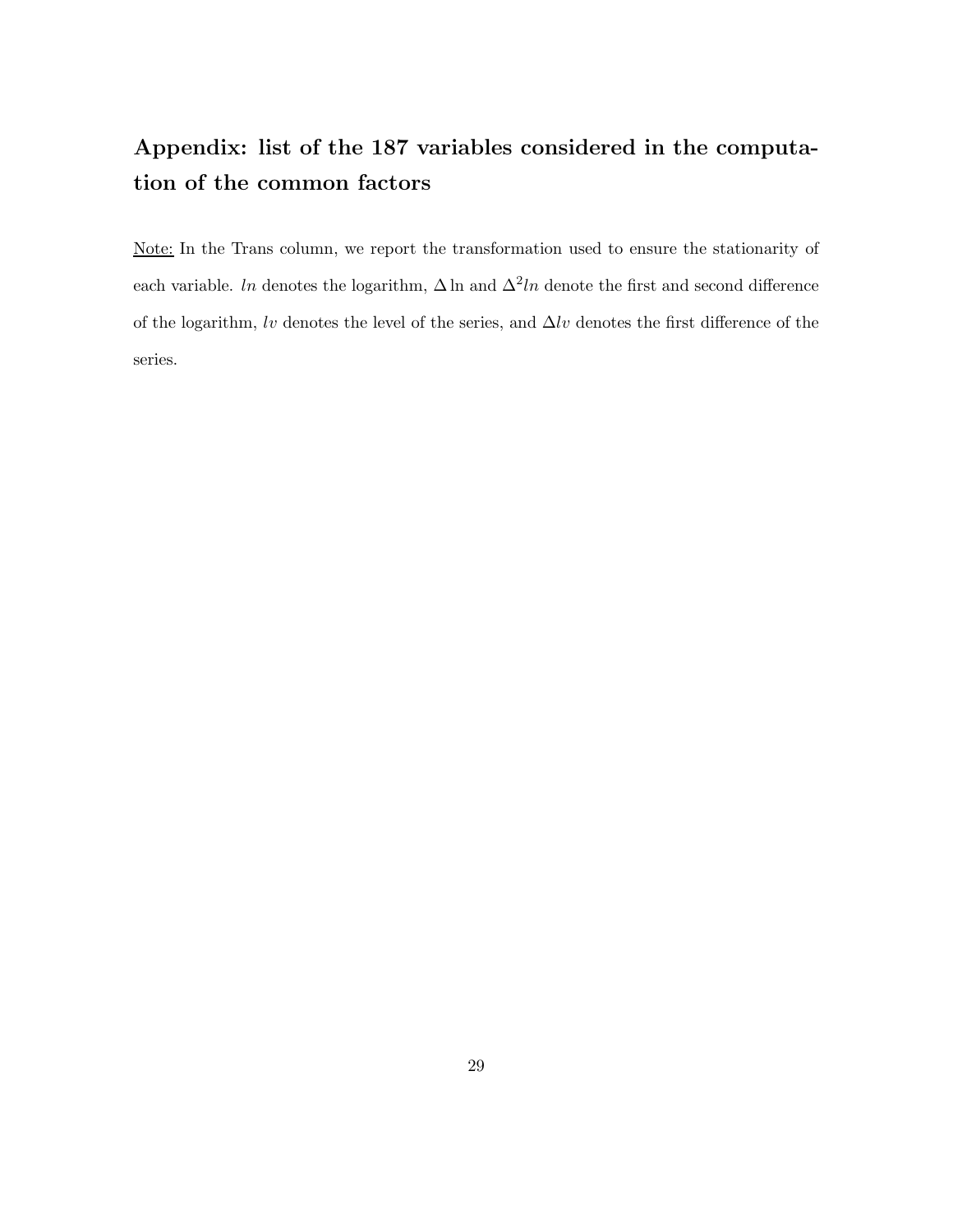## Appendix: list of the 187 variables considered in the computation of the common factors

Note: In the Trans column, we report the transformation used to ensure the stationarity of each variable. $ln$ denotes the logarithm, $\Delta \ln$ and $\Delta^2 ln$ denote the first and second difference of the logarithm, $lv$ denotes the level of the series, and $\Delta lv$ denotes the first difference of the series.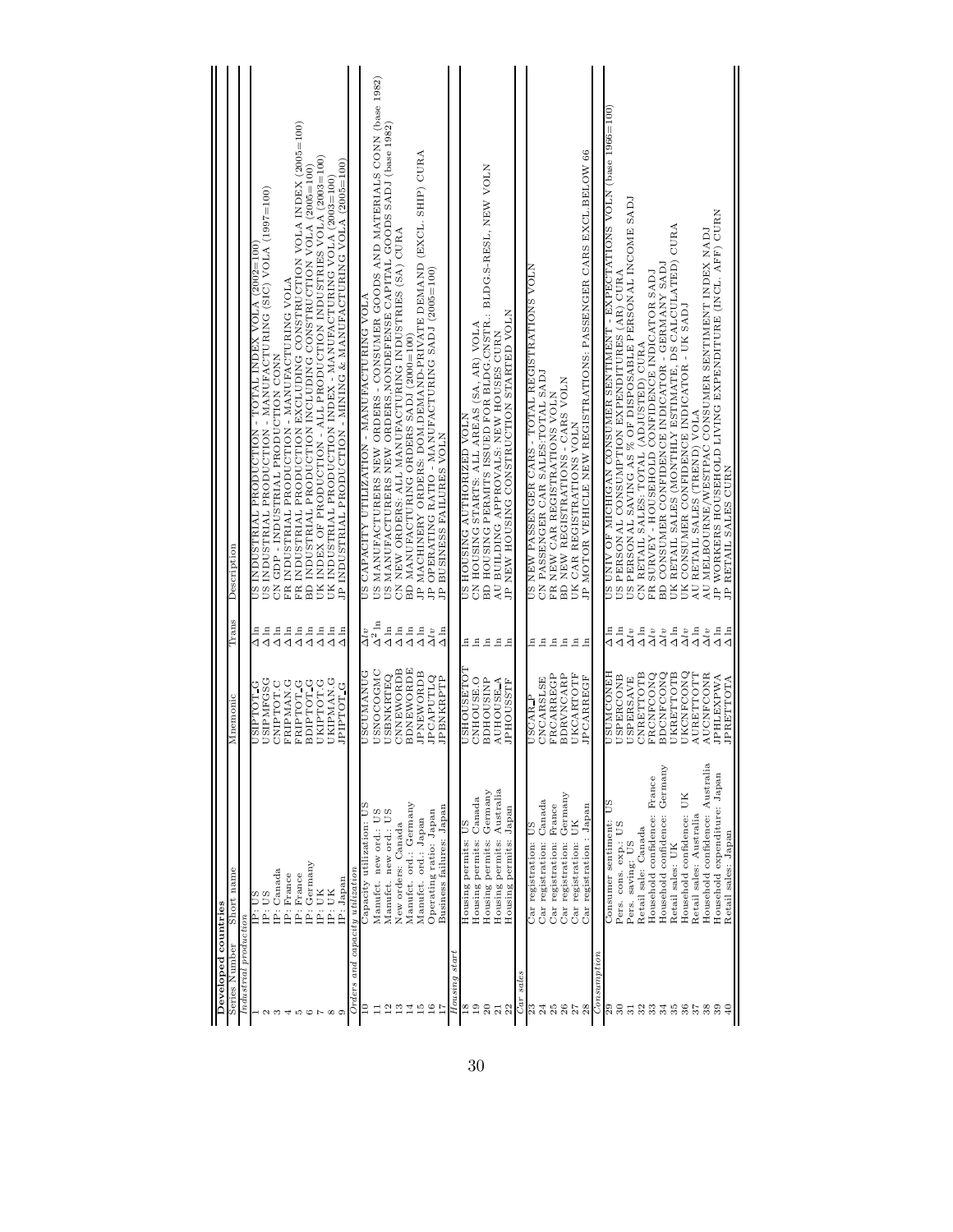| Series Number | Short name | Mnemonic | Trans | Description |
|---|---|---|---|---|
| **Developed countries** | | | | |
| *Industrial production* | | | | |
| 1 | IP: US | USIPTOT.G | $\Delta$ ln | US INDUSTRIAL PRODUCTION - TOTAL INDEX VOLA (2002=100) |
| 2 | IP: US | USIPMFGSG | $\Delta$ ln | US INDUSTRIAL PRODUCTION - MANUFACTURING (SIC) VOLA (1997=100) |
| 3 | IP: Canada | CNIPTOT.C | $\Delta$ ln | CN GDP - INDUSTRIAL PRODUCTION CONN |
| 4 | IP: France | FRIPMAN.G | $\Delta$ ln | FR INDUSTRIAL PRODUCTION - MANUFACTURING VOLA |
| 5 | IP: France | FRIPTOT.G | $\Delta$ ln | FR INDUSTRIAL PRODUCTION EXCLUDING CONSTRUCTION VOLA INDEX (2005=100) |
| 6 | IP: Germany | BDIPTOT.G | $\Delta$ ln | BD INDUSTRIAL PRODUCTION INCLUDING CONSTRUCTION VOLA (2005=100) |
| 7 | IP: UK | UKIPTOT.G | $\Delta$ ln | UK INDEX OF PRODUCTION - ALL PRODUCTION INDUSTRIES VOLA (2003=100) |
| 8 | IP: UK | UKIPMAN.G | $\Delta$ ln | UK INDUSTRIAL PRODUCTION INDEX - MANUFACTURING VOLA (2003=100) |
| 9 | IP: Japan | JPIPTOT.G | $\Delta$ ln | JP INDUSTRIAL PRODUCTION - MINING & MANUFACTURING VOLA (2005=100) |
| *Orders and capacity utilization* | | | | |
| 10 | Capacity utilization: US | USCUMANUG | $\Delta lv$ | US CAPACITY UTILIZATION - MANUFACTURING VOLA |
| 11 | Manufct. new ord.: US | USNOCOGMC | $\Delta^2$ ln | US MANUFACTURERS NEW ORDERS - CONSUMER GOODS AND MATERIALS CONN (base 1982) |
| 12 | Manufct. new ord.: US | USBNKRTEQ | $\Delta$ ln | US MANUFACTURERS NEW ORDERS,NONDEFENSE CAPITAL GOODS SADJ (base 1982) |
| 13 | New orders: Canada | CNNEWORDB | $\Delta$ ln | CN NEW ORDERS: ALL MANUFACTURING INDUSTRIES (SA) CURA |
| 14 | Manufct. ord.: Germany | BDNEWORDE | $\Delta$ ln | BD MANUFACTURING ORDERS SADJ (2000=100) |
| 15 | Manufct. ord.: Japan | JPNEWORDB | $\Delta$ ln | JP MACHINERY ORDERS: DOM.DEMAND-PRIVATE DEMAND (EXCL. SHIP) CURA |
| 16 | Operating ratio: Japan | JPCAPUTLQ | $\Delta lv$ | JP OPERATING RATIO - MANUFACTURING SADJ (2005=100) |
| 17 | Business failures: Japan | JPBNKRPTP | $\Delta$ ln | JP BUSINESS FAILURES VOLN |
| *Housing start* | | | | |
| 18 | Housing permits: US | USHOUSETOT | ln | US HOUSING AUTHORIZED VOLN |
| 19 | Housing permits: Canada | CNHOUSE.O | ln | CN HOUSING STARTS: ALL AREAS (SA, AR) VOLA |
| 20 | Housing permits: Germany | BDHOUSINP | ln | BD HOUSING PERMITS ISSUED FOR BLDG.CNSTR.: BLDG.S-RESL, NEW VOLN |
| 21 | Housing permits: Australia | AUHOUSE_A | ln | AU BUILDING APPROVALS: NEW HOUSES CURN |
| 22 | Housing permits: Japan | JPHOUSSTF | ln | JP NEW HOUSING CONSTRUCTION STARTED VOLN |
| *Car sales* | | | | |
| 23 | Car registration: US | USCAR_P | ln | US NEW PASSENGER CARS - TOTAL REGISTRATIONS VOLN |
| 24 | Car registration: Canada | CNCARSLSE | ln | CN PASSENGER CAR SALES-TOTAL SADJ |
| 25 | Car registration: France | FRCARREGP | ln | FR NEW CAR REGISTRATIONS VOLN |
| 26 | Car registration: Germany | BDRVNCARP | ln | BD NEW REGISTRATIONS - CARS VOLN |
| 27 | Car registration: UK | UKCARTOTF | ln | UK CAR REGISTRATIONS VOLN |
| 28 | Car registration : Japan | JPCARREGF | ln | JP MOTOR VEHICLE NEW REGISTRATIONS: PASSENGER CARS EXCL.BELOW 66 |
| *Consumption* | | | | |
| 29 | Consumer sentiment: US | USUMCONEH | $\Delta$ ln | US UNIV OF MICHIGAN CONSUMER SENTIMENT - EXPECTATIONS VOLN (base 1966=100) |
| 30 | Pers. cons. exp.: US | USPERCONB | $\Delta$ ln | US PERSONAL CONSUMPTION EXPENDITURES (AR) CURA |
| 31 | Pers. saving: US | USPERSAVE | $\Delta lv$ | US PERSONAL SAVING AS % OF DISPOSABLE PERSONAL INCOME SADJ |
| 32 | Retail sale: Canada | CNRETTOTB | $\Delta$ ln | CN RETAIL SALES: TOTAL (ADJUSTED) CURA |
| 33 | Household confidence: France | FRCNFCONQ | $\Delta lv$ | FR SURVEY - HOUSEHOLD CONFIDENCE INDICATOR SADJ |
| 34 | Household confidence: Germany | BDCNFCONQ | $\Delta lv$ | BD CONSUMER CONFIDENCE INDICATOR - GERMANY SADJ |
| 35 | Retail sales: UK | UKRETTOTB | $\Delta$ ln | UK RETAIL SALES (MONTHLY ESTIMATE, DS CALCULATED) CURA |
| 36 | Household confidence: UK | UKCNFCONQ | $\Delta lv$ | UK CONSUMER CONFIDENCE INDICATOR - UK SADJ |
| 37 | Retail sales: Australia | AURETTOTT | $\Delta$ ln | AU RETAIL SALES (TREND) VOLA |
| 38 | Household confidence: Australia | AUCNFCONR | $\Delta lv$ | AU MELBOURNE/WESTPAC CONSUMER SENTIMENT INDEX NADJ |
| 39 | Household expenditure: Japan | JPHLEXPWA | $\Delta$ ln | JP WORKERS HOUSEHOLD LIVING EXPENDITURE (INCL. AFF) CURN |
| 40 | Retail sales: Japan | JPRETTOTA | $\Delta$ ln | JP RETAIL SALES CURN |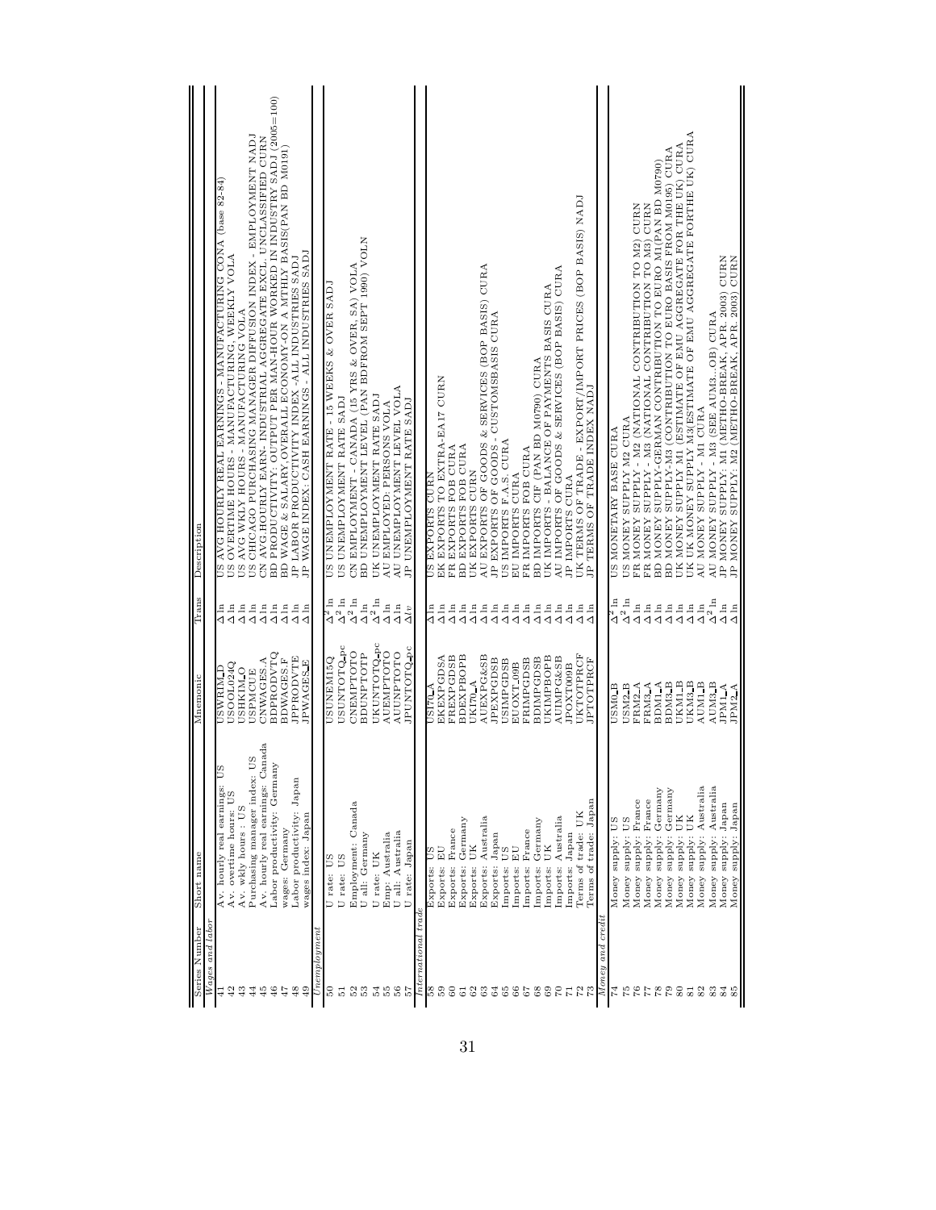| Series Number | Short name | Mnemonic | Trans | Description |
| --- | --- | --- | --- | --- |
| *Wages and labor* | | | | |
| 41 | Av. hourly real earnings: US | USWRIM_D | $\Delta$ ln | US AVG HOURLY REAL EARNINGS - MANUFACTURING CONA (base 82-84) |
| 42 | Av. overtime hours: US | USOOL024Q | $\Delta$ ln | US OVERTIME HOURS - MANUFACTURING, WEEKLY VOLA |
| 43 | Av. wkly hours : US | USHKIM_O | $\Delta$ ln | US AVG WKLY HOURS - MANUFACTURING VOLA |
| 44 | Purchasing manager index: US | USPMCUE | $\Delta$ ln | US CHICAGO PURCHASING MANAGER DIFFUSION INDEX - EMPLOYMENT NADJ |
| 45 | Av. hourly real earnings: Canada | CNWAGES.A | $\Delta$ ln | CN AVG.HOURLY EARN- INDUSTRIAL AGGREGATE EXCL. UNCLASSIFIED CURN |
| 46 | Labor productivity: Germany | BDPRODVTQ | $\Delta$ ln | BD PRODUCTIVITY: OUTPUT PER MAN-HOUR WORKED IN INDUSTRY SADJ (2005=100) |
| 47 | wages: Germany | BDWAGES.F | $\Delta$ ln | BD WAGE & SALARY,OVERALL ECONOMY-ON A MTHLY BASIS(PAN BD M0191) |
| 48 | Labor productivity: Japan | JPPRODVTE | $\Delta$ ln | JP LABOR PRODUCTIVITY INDEX -ALL INDUSTRIES SADJ |
| 49 | wages index: Japan | JPWAGES.E | $\Delta$ ln | JP WAGE INDEX: CASH EARNINGS - ALL INDUSTRIES SADJ |
| *Unemployment* | | | | |
| 50 | U rate: US | USUNEM15Q | $\Delta^2$ ln | US UNEMPLOYMENT RATE - 15 WEEKS & OVER SADJ |
| 51 | U rate: US | USUNTOTQ_pc | $\Delta^2$ ln | US UNEMPLOYMENT RATE SADJ |
| 52 | Employment: Canada | CNEMPTOTO | $\Delta^2$ ln | CN EMPLOYMENT - CANADA (15 YRS & OVER, SA) VOLA |
| 53 | U all: Germany | BDUNPTOTP | $\Delta$ ln | BD UNEMPLOYMENT LEVEL (PAN BDFROM SEPT 1990) VOLN |
| 54 | U rate: UK | UKUNTOTQ_pc | $\Delta^2$ ln | UK UNEMPLOYMENT RATE SADJ |
| 55 | Emp: Australia | AUEMPTOTO | $\Delta$ ln | AU EMPLOYED: PERSONS VOLA |
| 56 | U all: Australia | AUUNPTOTO | $\Delta$ ln | AU UNEMPLOYMENT LEVEL VOLA |
| 57 | U rate: Japan | JPUNTOTQ_pc | $\Delta lv$ | JP UNEMPLOYMENT RATE SADJ |
| *International trade* | | | | |
| 58 | Exports: US | USI70_A | $\Delta$ ln | US EXPORTS CURN |
| 59 | Exports: EU | EKEXPGDSA | $\Delta$ ln | EK EXPORTS TO EXTRA-EA17 CURN |
| 60 | Exports: France | FREXPGDSB | $\Delta$ ln | FR EXPORTS FOB CURA |
| 61 | Exports: Germany | BDEXPBOPB | $\Delta$ ln | BD EXPORTS FOB CURA |
| 62 | Exports: UK | UKI70_A | $\Delta$ ln | UK EXPORTS CURN |
| 63 | Exports: Australia | AUEXPG&SB | $\Delta$ ln | AU EXPORTS OF GOODS & SERVICES (BOP BASIS) CURA |
| 64 | Exports: Japan | JPEXPGDSB | $\Delta$ ln | JP EXPORTS OF GOODS - CUSTOMSBASIS CURA |
| 65 | Imports: US | USIMPGDSB | $\Delta$ ln | US IMPORTS F.A.S. CURA |
| 66 | Imports: EU | EUOXT_09B | $\Delta$ ln | EU IMPORTS CURA |
| 67 | Imports: France | FRIMPGDSB | $\Delta$ ln | FR IMPORTS FOB CURA |
| 68 | Imports: Germany | BDIMPGDSB | $\Delta$ ln | BD IMPORTS CIF (PAN BD M0790) CURA |
| 69 | Imports: UK | UKIMPBOPB | $\Delta$ ln | UK IMPORTS - BALANCE OF PAYMENTS BASIS CURA |
| 70 | Imports: Australia | AUIMPG&SB | $\Delta$ ln | AU IMPORTS OF GOODS & SERVICES (BOP BASIS) CURA |
| 71 | Imports: Japan | JPOXT009B | $\Delta$ ln | JP IMPORTS CURA |
| 72 | Terms of trade: UK | UKTOTPRCF | $\Delta$ ln | UK TERMS OF TRADE - EXPORT/IMPORT PRICES (BOP BASIS) NADJ |
| 73 | Terms of trade: Japan | JPTOTPRCF | $\Delta$ ln | JP TERMS OF TRADE INDEX NADJ |
| *Money and credit* | | | | |
| 74 | Money supply: US | USM0_B | $\Delta^2$ ln | US MONETARY BASE CURA |
| 75 | Money supply: US | USM2_B | $\Delta^2$ ln | US MONEY SUPPLY M2 CURA |
| 76 | Money supply: France | FRM2_A | $\Delta$ ln | FR MONEY SUPPLY - M2 (NATIONAL CONTRIBUTION TO M2) CURN |
| 77 | Money supply: France | FRM3_A | $\Delta$ ln | FR MONEY SUPPLY - M3 (NATIONAL CONTRIBUTION TO M3) CURN |
| 78 | Money supply: Germany | BDM1_A | $\Delta$ ln | BD MONEY SUPPLY-GERMAN CONTRIBUTION TO EURO M1(PAN BD M0790) |
| 79 | Money supply: Germany | BDM3_B | $\Delta$ ln | BD MONEY SUPPLY-M3 (CONTRIBUTION TO EURO BASIS FROM M0195) CURA |
| 80 | Money supply: UK | UKM1_B | $\Delta$ ln | UK MONEY SUPPLY M1 (ESTIMATE OF EMU AGGREGATE FOR THE UK) CURA |
| 81 | Money supply: UK | UKM3_B | $\Delta$ ln | UK UK MONEY SUPPLY M3(ESTIMATE OF EMU AGGREGATE FORTHE UK) CURA |
| 82 | Money supply: Australia | AUM1_B | $\Delta$ ln | AU MONEY SUPPLY - M1 CURA |
| 83 | Money supply: Australia | AUM3_B | $\Delta^2$ ln | AU MONEY SUPPLY - M3 (SEE AUM3._OB) CURA |
| 84 | Money supply: Japan | JPM1_A | $\Delta$ ln | JP MONEY SUPPLY: M1 (METHO-BREAK, APR. 2003) CURN |
| 85 | Money supply: Japan | JPM2_A | $\Delta$ ln | JP MONEY SUPPLY: M2 (METHO-BREAK, APR. 2003) CURN |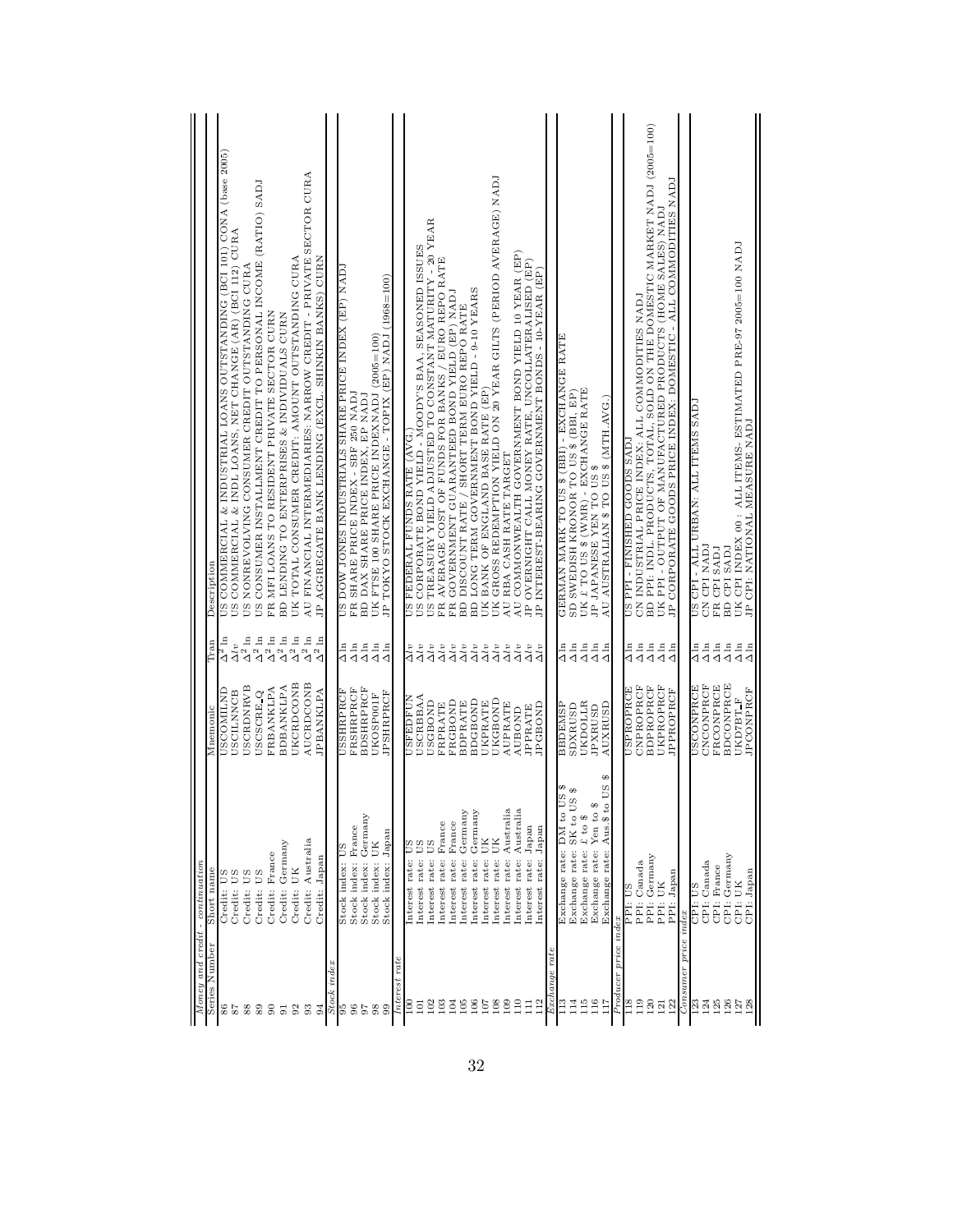| Series Number | Short name | Mnemonic | Tran | Description |
|---|---|---|---|---|
| *Money and credit - continuation* | | | | |
| 86 | Credit: US | USCOMILND | $\Delta^2\ln$ | US COMMERCIAL & INDUSTRIAL LOANS OUTSTANDING (BCI 101) CONA (base 2005) |
| 87 | Credit: US | USCILNNCB | $\Delta lv$ | US COMMERCIAL & INDL LOANS, NET CHANGE (AR) (BCI 112) CURA |
| 88 | Credit: US | USCRDNRVB | $\Delta^2\ln$ | US NONREVOLVING CONSUMER CREDIT OUTSTANDING CURA |
| 89 | Credit: US | USCSCRE_Q | $\Delta^2\ln$ | US CONSUMER INSTALLMENT CREDIT TO PERSONAL INCOME (RATIO) SADJ |
| 90 | Credit: France | FRBANKLPA | $\Delta^2\ln$ | FR MFI LOANS TO RESIDENT PRIVATE SECTOR CURN |
| 91 | Credit: Germany | BDBANKLPA | $\Delta^2\ln$ | BD LENDING TO ENTERPRISES & INDIVIDUALS CURN |
| 92 | Credit: UK | UKCRDCONB | $\Delta^2\ln$ | UK TOTAL CONSUMER CREDIT: AMOUNT OUTSTANDING CURA |
| 93 | Credit: Australia | AUCRDCONB | $\Delta^2\ln$ | AU FINANCIAL INTERMEDIARIES: NARROW CREDIT - PRIVATE SECTOR CURA |
| 94 | Credit: Japan | JPBANKLPA | $\Delta^2\ln$ | JP AGGREGATE BANK LENDING (EXCL. SHINKIN BANKS) CURN |
| *Stock index* | | | | |
| 95 | Stock index: US | USSHRPRCF | $\Delta\ln$ | US DOW JONES INDUSTRIALS SHARE PRICE INDEX (EP) NADJ |
| 96 | Stock index: France | FRSHRPRCF | $\Delta\ln$ | FR SHARE PRICE INDEX - SBF 250 NADJ |
| 97 | Stock index: Germany | BDSHRPRCF | $\Delta\ln$ | BD DAX SHARE PRICE INDEX, EP NADJ |
| 98 | Stock index: UK | UKOSP001F | $\Delta\ln$ | UK FTSE 100 SHARE PRICE INDEXNADJ (2005=100) |
| 99 | Stock index: Japan | JPSHRPRCF | $\Delta\ln$ | JP TOKYO STOCK EXCHANGE - TOPIX (EP) NADJ (1968=100) |
| *Interest rate* | | | | |
| 100 | Interest rate: US | USFEDFUN | $\Delta lv$ | US FEDERAL FUNDS RATE (AVG.) |
| 101 | Interest rate: US | USCRBBAA | $\Delta lv$ | US CORPORATE BOND YIELD - MOODY'S BAA, SEASONED ISSUES |
| 102 | Interest rate: US | USGBOND | $\Delta lv$ | US TREASURY YIELD ADJUSTED TO CONSTANT MATURITY - 20 YEAR |
| 103 | Interest rate: France | FRPRATE | $\Delta lv$ | FR AVERAGE COST OF FUNDS FOR BANKS / EURO REPO RATE |
| 104 | Interest rate: France | FRGBOND | $\Delta lv$ | FR GOVERNMENT GUARANTEED BOND YIELD (EP) NADJ |
| 105 | Interest rate: Germany | BDPRATE | $\Delta lv$ | BD DISCOUNT RATE / SHORT TERM EURO REPO RATE |
| 106 | Interest rate: Germany | BDGBOND | $\Delta lv$ | BD LONG TERM GOVERNMENT BOND YIELD - 9-10 YEARS |
| 107 | Interest rate: UK | UKPRATE | $\Delta lv$ | UK BANK OF ENGLAND BASE RATE (EP) |
| 108 | Interest rate: UK | UKGBOND | $\Delta lv$ | UK GROSS REDEMPTION YIELD ON 20 YEAR GILTS (PERIOD AVERAGE) NADJ |
| 109 | Interest rate: Australia | AUPRATE | $\Delta lv$ | AU RBA CASH RATE TARGET |
| 110 | Interest rate: Australia | AUBOND | $\Delta lv$ | AU COMMONWEALTH GOVERNMENT BOND YIELD 10 YEAR (EP) |
| 111 | Interest rate: Japan | JPPRATE | $\Delta lv$ | JP OVERNIGHT CALL MONEY RATE, UNCOLLATERALISED (EP) |
| 112 | Interest rate: Japan | JPGBOND | $\Delta lv$ | JP INTEREST-BEARING GOVERNMENT BONDS - 10-YEAR (EP) |
| *Exchange rate* | | | | |
| 113 | Exchange rate: DM to US \$ | BBDEMSP | $\Delta\ln$ | GERMAN MARK TO US \$ (BBI) - EXCHANGE RATE |
| 114 | Exchange rate: SK to US \$ | SDXRUSD | $\Delta\ln$ | SD SWEDISH KRONOR TO US \$ (BBI, EP) |
| 115 | Exchange rate: £ to \$ | UKDOLLR | $\Delta\ln$ | UK £ TO US \$ (WMR) - EXCHANGE RATE |
| 116 | Exchange rate: Yen to \$ | JPXRUSD | $\Delta\ln$ | JP JAPANESE YEN TO US \$ |
| 117 | Exchange rate: Aus.\$ to US \$ | AUXRUSD | $\Delta\ln$ | AU AUSTRALIAN \$ TO US \$ (MTH.AVG.) |
| *Producer price index* | | | | |
| 118 | PPI: US | USPROPRCE | $\Delta\ln$ | US PPI - FINISHED GOODS SADJ |
| 119 | PPI: Canada | CNPROPRCF | $\Delta\ln$ | CN INDUSTRIAL PRICE INDEX: ALL COMMODITIES NADJ |
| 120 | PPI: Germany | BDPROPRCF | $\Delta\ln$ | BD PPI: INDL. PRODUCTS, TOTAL, SOLD ON THE DOMESTIC MARKET NADJ (2005=100) |
| 121 | PPI: UK | UKPROPRCF | $\Delta\ln$ | UK PPI - OUTPUT OF MANUFACTURED PRODUCTS (HOME SALES) NADJ |
| 122 | PPI: Japan | JPPROPRCF | $\Delta\ln$ | JP CORPORATE GOODS PRICE INDEX: DOMESTIC - ALL COMMODITIES NADJ |
| *Consumer price index* | | | | |
| 123 | CPI: US | USCONPRCE | $\Delta\ln$ | US CPI - ALL URBAN: ALL ITEMS SADJ |
| 124 | CPI: Canada | CNCONPRCF | $\Delta\ln$ | CN CPI NADJ |
| 125 | CPI: France | FRCONPRCE | $\Delta\ln$ | FR CPI SADJ |
| 126 | CPI: Germany | BDCONPRCE | $\Delta\ln$ | BD CPI SADJ |
| 127 | CPI: UK | UKD7BT_F | $\Delta\ln$ | UK CPI INDEX 00 : ALL ITEMS- ESTIMATED PRE-97 2005=100 NADJ |
| 128 | CPI: Japan | JPCONPRCF | $\Delta\ln$ | JP CPI: NATIONAL MEASURE NADJ |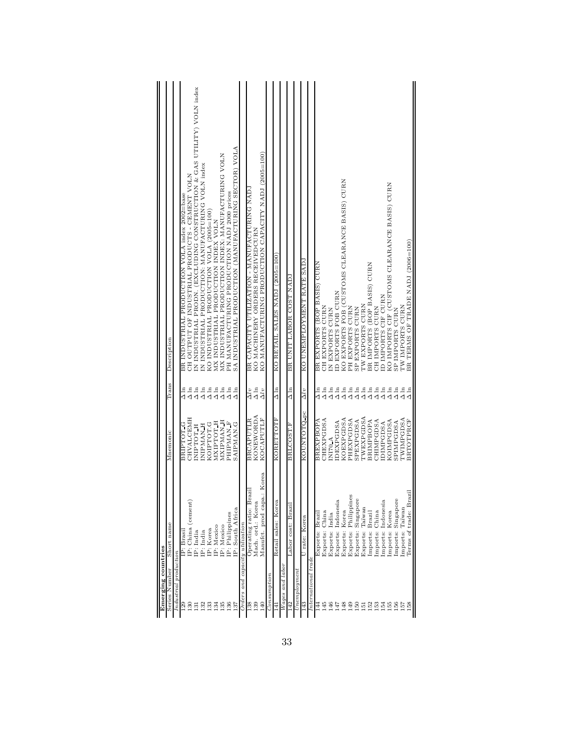| Series Number | Short name | Mnemonic | Trans | Description |
|---|---|---|---|---|
| **Emerging countries** | | | | |
| *Industrial production* | | | | |
| 129 | IP: Brasil | BRIPTOT_G | $\Delta \ln$ | BR INDUSTRIAL PRODUCTION VOLA index 2002=base |
| 130 | IP: China (cement) | CHVALCEMH | $\Delta \ln$ | CH OUTPUT OF INDUSTRIAL PRODUCTS - CEMENT VOLN |
| 131 | IP: India | INIPTOT_H | $\Delta \ln$ | IN INDUSTRIAL PRODN. (EXCLUDING CONSTRUCTION & GAS UTILITY) VOLN index |
| 132 | IP: India | INIPMAN_H | $\Delta \ln$ | IN INDUSTRIAL PRODUCTION: MANUFACTURING VOLN index |
| 133 | IP: Korea | KOIPTOT.G | $\Delta \ln$ | KO INDUSTRIAL PRODUCTION VOLA (2005=100) |
| 134 | IP: Mexico | MXIPTOT_H | $\Delta \ln$ | MX INDUSTRIAL PRODUCTION INDEX VOLN |
| 135 | IP: Mexico | MXIPMAN_H | $\Delta \ln$ | MX INDUSTRIAL PRODUCTION INDEX: MANUFACTURING VOLN |
| 136 | IP: Philippines | PHIPMAN_P | $\Delta \ln$ | PH MANUFACTURING PRODUCTION NADJ 2000 prices |
| 137 | IP: South Africa | SAIPMAN.G | $\Delta \ln$ | SA INDUSTRIAL PRODUCTION (MANUFACTURING SECTOR) VOLA |
| *Orders and capacity utilization* | | | | |
| 138 | Operating ratio: Brazil | BRCAPUTLR | $\Delta lv$ | BR CAPACITY UTILIZATION - MANUFACTURING NADJ |
| 139 | Mach. ord.: Korea | KONEWORDA | $\Delta \ln$ | KO MACHINERY ORDERS RECEIVEDCURN |
| 140 | Manufct. prod capa.: Korea | KOCAPUTLF | $\Delta lv$ | KO MANUFACTURING PRODUCTION CAPACITY NADJ (2005=100) |
| *Consumption* | | | | |
| 141 | Retail sales: Korea | KORETTOTF | $\Delta \ln$ | KO RETAIL SALES NADJ (2005=100) |
| *Wages and labor* | | | | |
| 142 | Labor cost: Brazil | BRLCOST.F | $\Delta \ln$ | BR UNIT LABOR COST NADJ |
| *Unemployment* | | | | |
| 143 | U rate: Korea | KOUNTOTQ_pc | $\Delta lv$ | KO UNEMPLOYMENT RATE SADJ |
| *International trade* | | | | |
| 144 | Exports: Brazil | BREXPBOPA | $\Delta \ln$ | BR EXPORTS (BOP BASIS) CURN |
| 145 | Exports: China | CHEXPGDSA | $\Delta \ln$ | CH EXPORTS CURN |
| 146 | Exports: India | INI70_A | $\Delta \ln$ | IN EXPORTS CURN |
| 147 | Exports: Indonesia | IDEXPGDSA | $\Delta \ln$ | ID EXPORTS FOB CURN |
| 148 | Exports: Korea | KOEXPGDSA | $\Delta \ln$ | KO EXPORTS FOB (CUSTOMS CLEARANCE BASIS) CURN |
| 149 | Exports: Philippines | PHEXPGDSA | $\Delta \ln$ | PH EXPORTS CURN |
| 150 | Exports: Singapore | SPEXPGDSA | $\Delta \ln$ | SP EXPORTS CURN |
| 151 | Exports: Taiwan | TWEXPGDSA | $\Delta \ln$ | TW EXPORTS CURN |
| 152 | Imports: Brazil | BRIMPBOPA | $\Delta \ln$ | BR IMPORTS (BOP BASIS) CURN |
| 153 | Imports: China | CHIMPGDSA | $\Delta \ln$ | CH IMPORTS CURN |
| 154 | Imports: Indonesia | IDIMPGDSA | $\Delta \ln$ | ID IMPORTS CIF CURN |
| 155 | Imports: Korea | KOIMPGDSA | $\Delta \ln$ | KO IMPORTS CIF (CUSTOMS CLEARANCE BASIS) CURN |
| 156 | Imports: Singapore | SPIMPGDSA | $\Delta \ln$ | SP IMPORTS CURN |
| 157 | Imports: Taiwan | TWIMPGDSA | $\Delta \ln$ | TW IMPORTS CURN |
| 158 | Terms of trade: Brazil | BRTOTPRCF | $\Delta \ln$ | BR TERMS OF TRADE NADJ (2006=100) |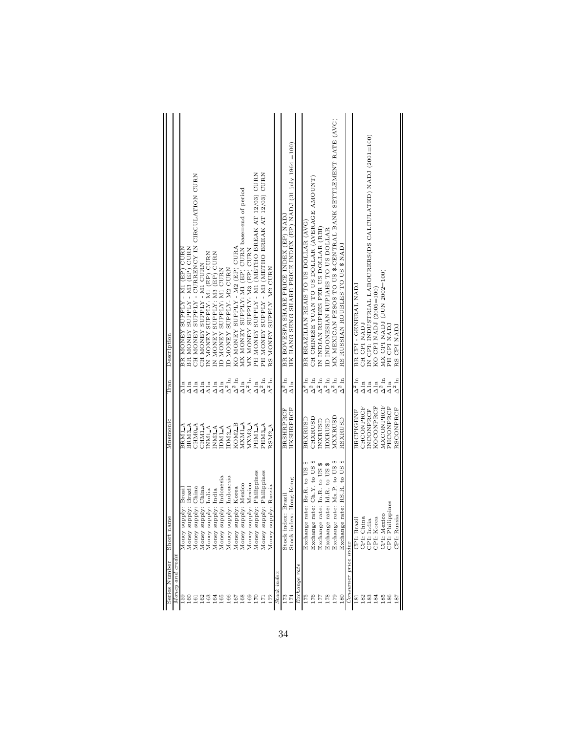| Series Number | Short name | Mnemonic | Tran | Description |
|---|---|---|---|---|
| *Money and credit* | | | | |
| 159 | Money supply: Brazil | BRM1_A | $\Delta$ln | BR MONEY SUPPLY - M1 (EP) CURN |
| 160 | Money supply: Brazil | BRM3_A | $\Delta$ln | BR MONEY SUPPLY - M3 (EP) CURN |
| 161 | Money supply: China | CHM0_A | $\Delta$ln | CH MONEY SUPPLY - CURRENCY IN CIRCULATION CURN |
| 162 | Money supply: China | CHM1_A | $\Delta$ln | CH MONEY SUPPLY - M1 CURN |
| 163 | Money supply: India | INM1_A | $\Delta$ln | IN MONEY SUPPLY: M1 (EP) CURN |
| 164 | Money supply: India | INM3_A | $\Delta$ln | IN MONEY SUPPLY: M3 (EP) CURN |
| 165 | Money supply: Indonesia | IDM1_A | $\Delta$ln | ID MONEY SUPPLY: M1 CURN |
| 166 | Money supply: Indonesia | IDM2_A | $\Delta^2$ln | ID MONEY SUPPLY- M2 CURN |
| 167 | Money supply: Korea | KOM2_B | $\Delta^2$ln | KO MONEY SUPPLY - M2 (EP) CURA |
| 168 | Money supply: Mexico | MXM1_A | $\Delta$ln | MX MONEY SUPPLY: M1 (EP) CURN base=end of period |
| 169 | Money supply: Mexico | MXM3_A | $\Delta^2$ln | MX MONEY SUPPLY: M3 (EP) CURN |
| 170 | Money supply: Philippines | PHM1_A | $\Delta$ln | PH MONEY SUPPLY - M1 (METHO BREAK AT 12/03) CURN |
| 171 | Money supply: Philippines | PHM3_A | $\Delta^2$ln | PH MONEY SUPPLY - M3 (METHO BREAK AT 12/03) CURN |
| 172 | Money supply: Russia | RSM2_A | $\Delta^2$ln | RS MONEY SUPPLY- M2 CURN |
| *Stock index* | | | | |
| 173 | Stock index: Brazil | BRSHRPRCF | $\Delta^2$ln | BR BOVESPA SHARE PRICE INDEX (EP) NADJ |
| 174 | Stock index: Hong-Kong | HKSHRPRCF | $\Delta$ln | HK HANG SENG SHARE PRICE INDEX (EP) NADJ (31 july 1964 =100) |
| *Exchange rate* | | | | |
| 175 | Exchange rate: Br.R. to US $ | BRXRUSD | $\Delta^2$ln | BR BRAZILIAN REAIS TO US DOLLAR (AVG) |
| 176 | Exchange rate: Ch.Y. to US $ | CHXRUSD | $\Delta^2$ln | CH CHINESE YUAN TO US DOLLAR (AVERAGE AMOUNT) |
| 177 | Exchange rate: In.R. to US $ | INXRUSD | $\Delta^2$ln | IN INDIAN RUPEES PER US DOLLAR (RBI) |
| 178 | Exchange rate: Id.R. to US $ | IDXRUSD | $\Delta^2$ln | ID INDONESIAN RUPIAHS TO US DOLLAR |
| 179 | Exchange rate: Mx.P. to US $ | MXXRUSD | $\Delta^2$ln | MX MEXICAN PESOS TO US $-CENTRAL BANK SETTLEMENT RATE (AVG) |
| 180 | Exchange rate: RS.R. to US $ | RSXRUSD | $\Delta^2$ln | RS RUSSIAN ROUBLES TO US $ NADJ |
| *Consumer price index* | | | | |
| 181 | CPI: Brazil | BRCPIGENF | $\Delta^2$ln | BR CPI - GENERAL NADJ |
| 182 | CPI: China | CHCONPRCF | $\Delta$ln | CH CPI NADJ |
| 183 | CPI: India | INCONPRCF | $\Delta$ln | IN CPI: INDUSTRIAL LABOURERS(DS CALCULATED) NADJ (2001=100) |
| 184 | CPI: Korea | KOCONPRCF | $\Delta$ln | KO CPI NADJ (2005=100) |
| 185 | CPI: Mexico | MXCONPRCF | $\Delta^2$ln | MX CPI NADJ (JUN 2002=100) |
| 186 | CPI: Philippines | PHCONPRCF | $\Delta$ln | PH CPI NADJ |
| 187 | CPI: Russia | RSCONPRCF | $\Delta^2$ln | RS CPI NADJ |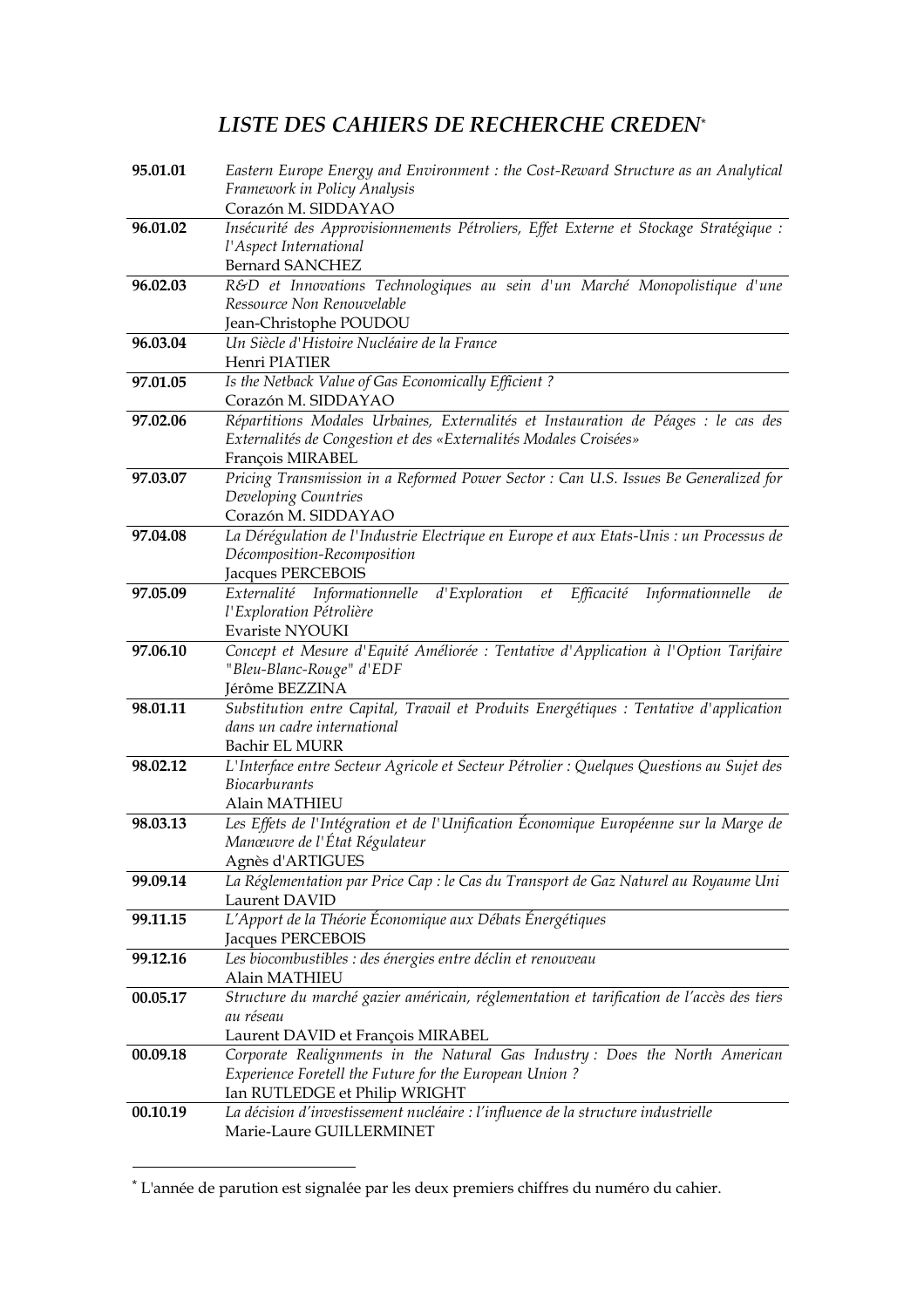# *LISTE DES CAHIERS DE RECHERCHE CREDEN*[*]

| | |
|---|---|
| **95.01.01** | *Eastern Europe Energy and Environment : the Cost-Reward Structure as an Analytical Framework in Policy Analysis*<br>Corazón M. SIDDAYAO |
| **96.01.02** | *Insécurité des Approvisionnements Pétroliers, Effet Externe et Stockage Stratégique : l'Aspect International*<br>Bernard SANCHEZ |
| **96.02.03** | *R&D et Innovations Technologiques au sein d'un Marché Monopolistique d'une Ressource Non Renouvelable*<br>Jean-Christophe POUDOU |
| **96.03.04** | *Un Siècle d'Histoire Nucléaire de la France*<br>Henri PIATIER |
| **97.01.05** | *Is the Netback Value of Gas Economically Efficient ?*<br>Corazón M. SIDDAYAO |
| **97.02.06** | *Répartitions Modales Urbaines, Externalités et Instauration de Péages : le cas des Externalités de Congestion et des «Externalités Modales Croisées»*<br>François MIRABEL |
| **97.03.07** | *Pricing Transmission in a Reformed Power Sector : Can U.S. Issues Be Generalized for Developing Countries*<br>Corazón M. SIDDAYAO |
| **97.04.08** | *La Dérégulation de l'Industrie Electrique en Europe et aux Etats-Unis : un Processus de Décomposition-Recomposition*<br>Jacques PERCEBOIS |
| **97.05.09** | *Externalité Informationnelle d'Exploration et Efficacité Informationnelle de l'Exploration Pétrolière*<br>Evariste NYOUKI |
| **97.06.10** | *Concept et Mesure d'Equité Améliorée : Tentative d'Application à l'Option Tarifaire "Bleu-Blanc-Rouge" d'EDF*<br>Jérôme BEZZINA |
| **98.01.11** | *Substitution entre Capital, Travail et Produits Energétiques : Tentative d'application dans un cadre international*<br>Bachir EL MURR |
| **98.02.12** | *L'Interface entre Secteur Agricole et Secteur Pétrolier : Quelques Questions au Sujet des Biocarburants*<br>Alain MATHIEU |
| **98.03.13** | *Les Effets de l'Intégration et de l'Unification Économique Européenne sur la Marge de Manœuvre de l'État Régulateur*<br>Agnès d'ARTIGUES |
| **99.09.14** | *La Réglementation par Price Cap : le Cas du Transport de Gaz Naturel au Royaume Uni*<br>Laurent DAVID |
| **99.11.15** | *L'Apport de la Théorie Économique aux Débats Énergétiques*<br>Jacques PERCEBOIS |
| **99.12.16** | *Les biocombustibles : des énergies entre déclin et renouveau*<br>Alain MATHIEU |
| **00.05.17** | *Structure du marché gazier américain, réglementation et tarification de l'accès des tiers au réseau*<br>Laurent DAVID et François MIRABEL |
| **00.09.18** | *Corporate Realignments in the Natural Gas Industry : Does the North American Experience Foretell the Future for the European Union ?*<br>Ian RUTLEDGE et Philip WRIGHT |
| **00.10.19** | *La décision d'investissement nucléaire : l'influence de la structure industrielle*<br>Marie-Laure GUILLERMINET |

[*] L'année de parution est signalée par les deux premiers chiffres du numéro du cahier.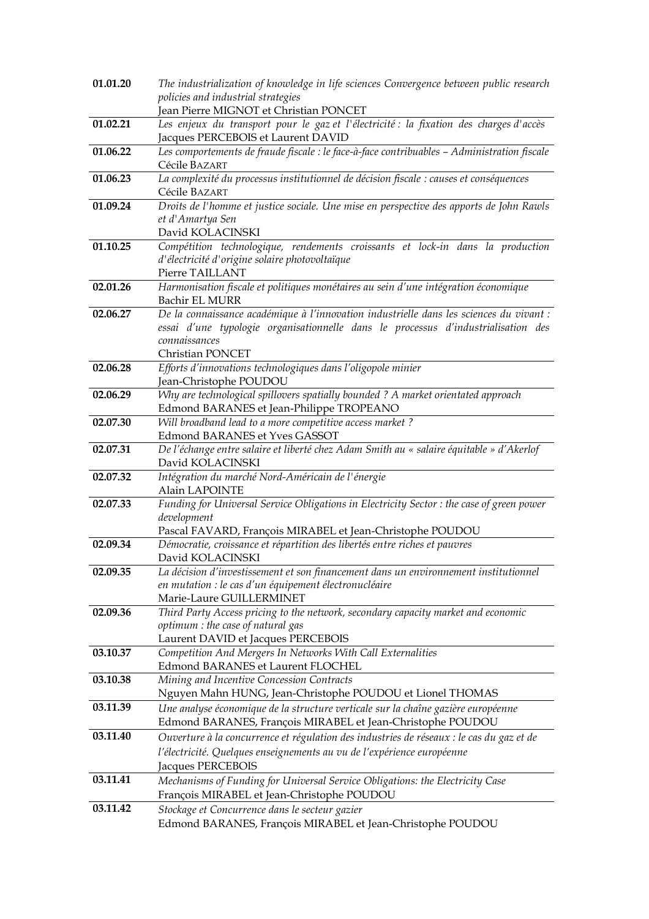| | |
|---|---|
| **01.01.20** | *The industrialization of knowledge in life sciences Convergence between public research policies and industrial strategies*<br>Jean Pierre MIGNOT et Christian PONCET |
| **01.02.21** | *Les enjeux du transport pour le gaz et l'électricité : la fixation des charges d'accès*<br>Jacques PERCEBOIS et Laurent DAVID |
| **01.06.22** | *Les comportements de fraude fiscale : le face-à-face contribuables – Administration fiscale*<br>Cécile BAZART |
| **01.06.23** | *La complexité du processus institutionnel de décision fiscale : causes et conséquences*<br>Cécile BAZART |
| **01.09.24** | *Droits de l'homme et justice sociale. Une mise en perspective des apports de John Rawls et d'Amartya Sen*<br>David KOLACINSKI |
| **01.10.25** | *Compétition technologique, rendements croissants et lock-in dans la production d'électricité d'origine solaire photovoltaïque*<br>Pierre TAILLANT |
| **02.01.26** | *Harmonisation fiscale et politiques monétaires au sein d'une intégration économique*<br>Bachir EL MURR |
| **02.06.27** | *De la connaissance académique à l'innovation industrielle dans les sciences du vivant : essai d'une typologie organisationnelle dans le processus d'industrialisation des connaissances*<br>Christian PONCET |
| **02.06.28** | *Efforts d'innovations technologiques dans l'oligopole minier*<br>Jean-Christophe POUDOU |
| **02.06.29** | *Why are technological spillovers spatially bounded ? A market orientated approach*<br>Edmond BARANES et Jean-Philippe TROPEANO |
| **02.07.30** | *Will broadband lead to a more competitive access market ?*<br>Edmond BARANES et Yves GASSOT |
| **02.07.31** | *De l'échange entre salaire et liberté chez Adam Smith au « salaire équitable » d'Akerlof*<br>David KOLACINSKI |
| **02.07.32** | *Intégration du marché Nord-Américain de l'énergie*<br>Alain LAPOINTE |
| **02.07.33** | *Funding for Universal Service Obligations in Electricity Sector : the case of green power development*<br>Pascal FAVARD, François MIRABEL et Jean-Christophe POUDOU |
| **02.09.34** | *Démocratie, croissance et répartition des libertés entre riches et pauvres*<br>David KOLACINSKI |
| **02.09.35** | *La décision d'investissement et son financement dans un environnement institutionnel en mutation : le cas d'un équipement électronucléaire*<br>Marie-Laure GUILLERMINET |
| **02.09.36** | *Third Party Access pricing to the network, secondary capacity market and economic optimum : the case of natural gas*<br>Laurent DAVID et Jacques PERCEBOIS |
| **03.10.37** | *Competition And Mergers In Networks With Call Externalities*<br>Edmond BARANES et Laurent FLOCHEL |
| **03.10.38** | *Mining and Incentive Concession Contracts*<br>Nguyen Mahn HUNG, Jean-Christophe POUDOU et Lionel THOMAS |
| **03.11.39** | *Une analyse économique de la structure verticale sur la chaîne gazière européenne*<br>Edmond BARANES, François MIRABEL et Jean-Christophe POUDOU |
| **03.11.40** | *Ouverture à la concurrence et régulation des industries de réseaux : le cas du gaz et de l'électricité. Quelques enseignements au vu de l'expérience européenne*<br>Jacques PERCEBOIS |
| **03.11.41** | *Mechanisms of Funding for Universal Service Obligations: the Electricity Case*<br>François MIRABEL et Jean-Christophe POUDOU |
| **03.11.42** | *Stockage et Concurrence dans le secteur gazier*<br>Edmond BARANES, François MIRABEL et Jean-Christophe POUDOU |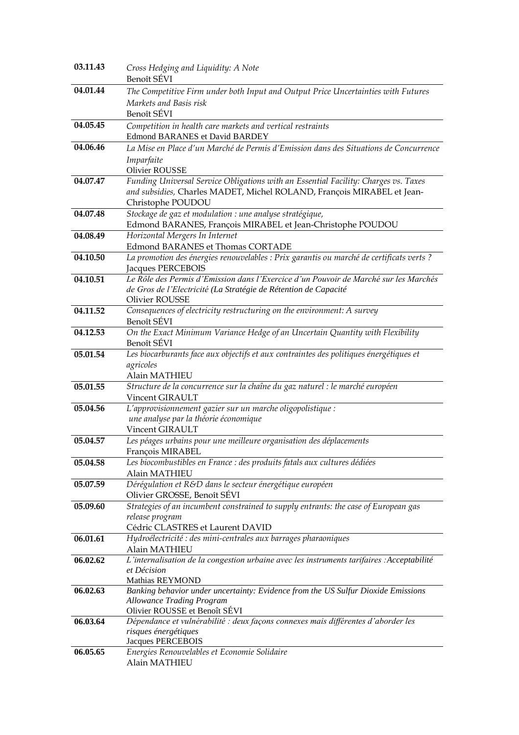| | |
|---|---|
| **03.11.43** | *Cross Hedging and Liquidity: A Note*<br>Benoît SÉVI |
| **04.01.44** | *The Competitive Firm under both Input and Output Price Uncertainties with Futures Markets and Basis risk*<br>Benoît SÉVI |
| **04.05.45** | *Competition in health care markets and vertical restraints*<br>Edmond BARANES et David BARDEY |
| **04.06.46** | *La Mise en Place d'un Marché de Permis d'Emission dans des Situations de Concurrence Imparfaite*<br>Olivier ROUSSE |
| **04.07.47** | *Funding Universal Service Obligations with an Essential Facility: Charges vs. Taxes and subsidies,* Charles MADET, Michel ROLAND, François MIRABEL et Jean-Christophe POUDOU |
| **04.07.48** | *Stockage de gaz et modulation : une analyse stratégique,*<br>Edmond BARANES, François MIRABEL et Jean-Christophe POUDOU |
| **04.08.49** | *Horizontal Mergers In Internet*<br>Edmond BARANES et Thomas CORTADE |
| **04.10.50** | *La promotion des énergies renouvelables : Prix garantis ou marché de certificats verts ?*<br>Jacques PERCEBOIS |
| **04.10.51** | *Le Rôle des Permis d'Emission dans l'Exercice d'un Pouvoir de Marché sur les Marchés de Gros de l'Electricité (La Stratégie de Rétention de Capacité*<br>Olivier ROUSSE |
| **04.11.52** | *Consequences of electricity restructuring on the environment: A survey*<br>Benoît SÉVI |
| **04.12.53** | *On the Exact Minimum Variance Hedge of an Uncertain Quantity with Flexibility*<br>Benoît SÉVI |
| **05.01.54** | *Les biocarburants face aux objectifs et aux contraintes des politiques énergétiques et agricoles*<br>Alain MATHIEU |
| **05.01.55** | *Structure de la concurrence sur la chaîne du gaz naturel : le marché européen*<br>Vincent GIRAULT |
| **05.04.56** | *L'approvisionnement gazier sur un marche oligopolistique : une analyse par la théorie économique*<br>Vincent GIRAULT |
| **05.04.57** | *Les péages urbains pour une meilleure organisation des déplacements*<br>François MIRABEL |
| **05.04.58** | *Les biocombustibles en France : des produits fatals aux cultures dédiées*<br>Alain MATHIEU |
| **05.07.59** | *Dérégulation et R&D dans le secteur énergétique européen*<br>Olivier GROSSE, Benoît SÉVI |
| **05.09.60** | *Strategies of an incumbent constrained to supply entrants: the case of European gas release program*<br>Cédric CLASTRES et Laurent DAVID |
| **06.01.61** | *Hydroélectricité : des mini-centrales aux barrages pharaoniques*<br>Alain MATHIEU |
| **06.02.62** | *L'internalisation de la congestion urbaine avec les instruments tarifaires :Acceptabilité et Décision*<br>Mathias REYMOND |
| **06.02.63** | *Banking behavior under uncertainty: Evidence from the US Sulfur Dioxide Emissions Allowance Trading Program*<br>Olivier ROUSSE et Benoît SÉVI |
| **06.03.64** | *Dépendance et vulnérabilité : deux façons connexes mais différentes d'aborder les risques énergétiques*<br>Jacques PERCEBOIS |
| **06.05.65** | *Energies Renouvelables et Economie Solidaire*<br>Alain MATHIEU |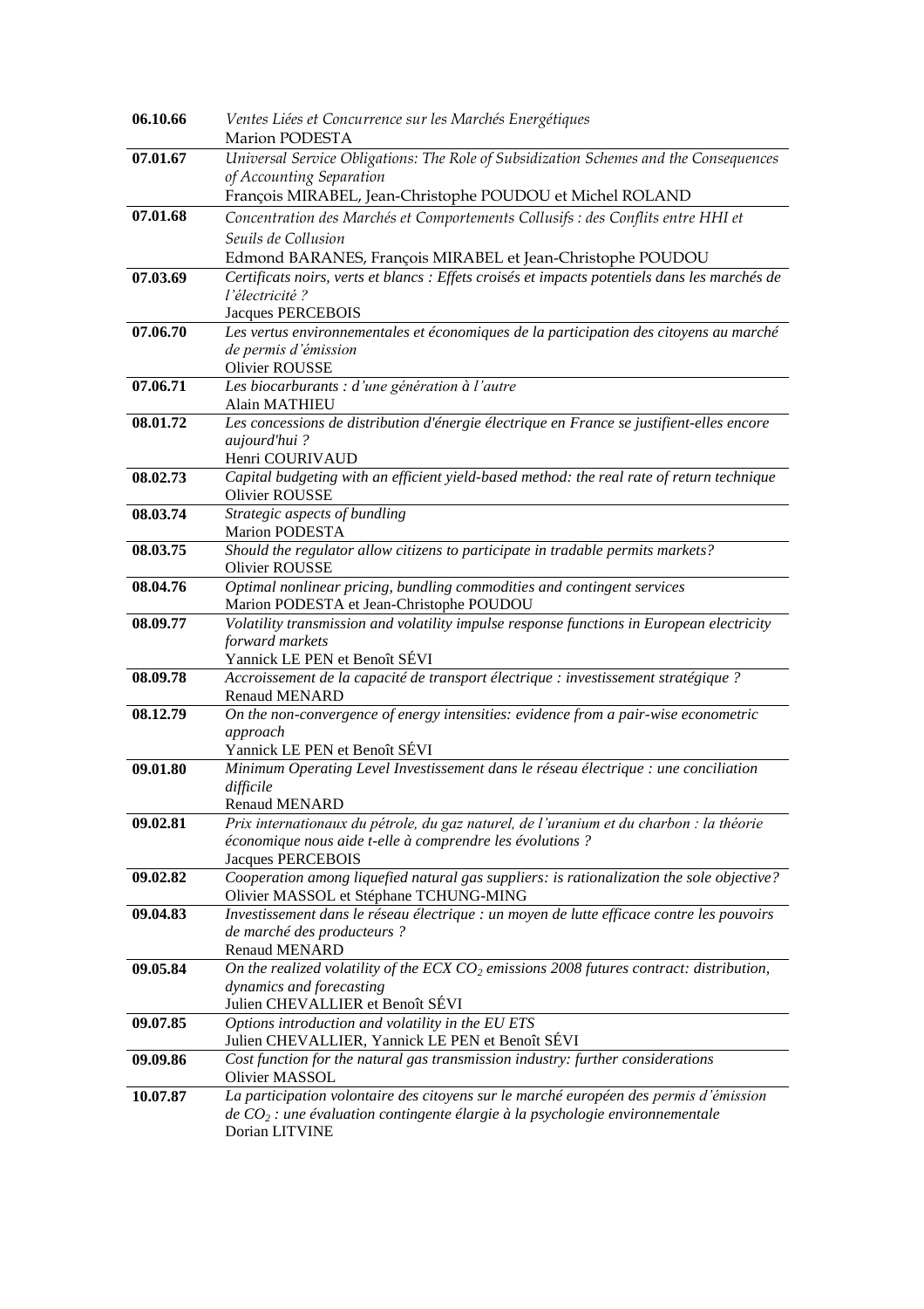| | |
|---|---|
| **06.10.66** | *Ventes Liées et Concurrence sur les Marchés Energétiques*<br>Marion PODESTA |
| **07.01.67** | *Universal Service Obligations: The Role of Subsidization Schemes and the Consequences of Accounting Separation*<br>François MIRABEL, Jean-Christophe POUDOU et Michel ROLAND |
| **07.01.68** | *Concentration des Marchés et Comportements Collusifs : des Conflits entre HHI et Seuils de Collusion*<br>Edmond BARANES, François MIRABEL et Jean-Christophe POUDOU |
| **07.03.69** | *Certificats noirs, verts et blancs : Effets croisés et impacts potentiels dans les marchés de l'électricité ?*<br>Jacques PERCEBOIS |
| **07.06.70** | *Les vertus environnementales et économiques de la participation des citoyens au marché de permis d'émission*<br>Olivier ROUSSE |
| **07.06.71** | *Les biocarburants : d'une génération à l'autre*<br>Alain MATHIEU |
| **08.01.72** | *Les concessions de distribution d'énergie électrique en France se justifient-elles encore aujourd'hui ?*<br>Henri COURIVAUD |
| **08.02.73** | *Capital budgeting with an efficient yield-based method: the real rate of return technique*<br>Olivier ROUSSE |
| **08.03.74** | *Strategic aspects of bundling*<br>Marion PODESTA |
| **08.03.75** | *Should the regulator allow citizens to participate in tradable permits markets?*<br>Olivier ROUSSE |
| **08.04.76** | *Optimal nonlinear pricing, bundling commodities and contingent services*<br>Marion PODESTA et Jean-Christophe POUDOU |
| **08.09.77** | *Volatility transmission and volatility impulse response functions in European electricity forward markets*<br>Yannick LE PEN et Benoît SÉVI |
| **08.09.78** | *Accroissement de la capacité de transport électrique : investissement stratégique ?*<br>Renaud MENARD |
| **08.12.79** | *On the non-convergence of energy intensities: evidence from a pair-wise econometric approach*<br>Yannick LE PEN et Benoît SÉVI |
| **09.01.80** | *Minimum Operating Level Investissement dans le réseau électrique : une conciliation difficile*<br>Renaud MENARD |
| **09.02.81** | *Prix internationaux du pétrole, du gaz naturel, de l'uranium et du charbon : la théorie économique nous aide t-elle à comprendre les évolutions ?*<br>Jacques PERCEBOIS |
| **09.02.82** | *Cooperation among liquefied natural gas suppliers: is rationalization the sole objective?*<br>Olivier MASSOL et Stéphane TCHUNG-MING |
| **09.04.83** | *Investissement dans le réseau électrique : un moyen de lutte efficace contre les pouvoirs de marché des producteurs ?*<br>Renaud MENARD |
| **09.05.84** | *On the realized volatility of the ECX $CO_2$ emissions 2008 futures contract: distribution, dynamics and forecasting*<br>Julien CHEVALLIER et Benoît SÉVI |
| **09.07.85** | *Options introduction and volatility in the EU ETS*<br>Julien CHEVALLIER, Yannick LE PEN et Benoît SÉVI |
| **09.09.86** | *Cost function for the natural gas transmission industry: further considerations*<br>Olivier MASSOL |
| **10.07.87** | *La participation volontaire des citoyens sur le marché européen des permis d'émission de $CO_2$ : une évaluation contingente élargie à la psychologie environnementale*<br>Dorian LITVINE |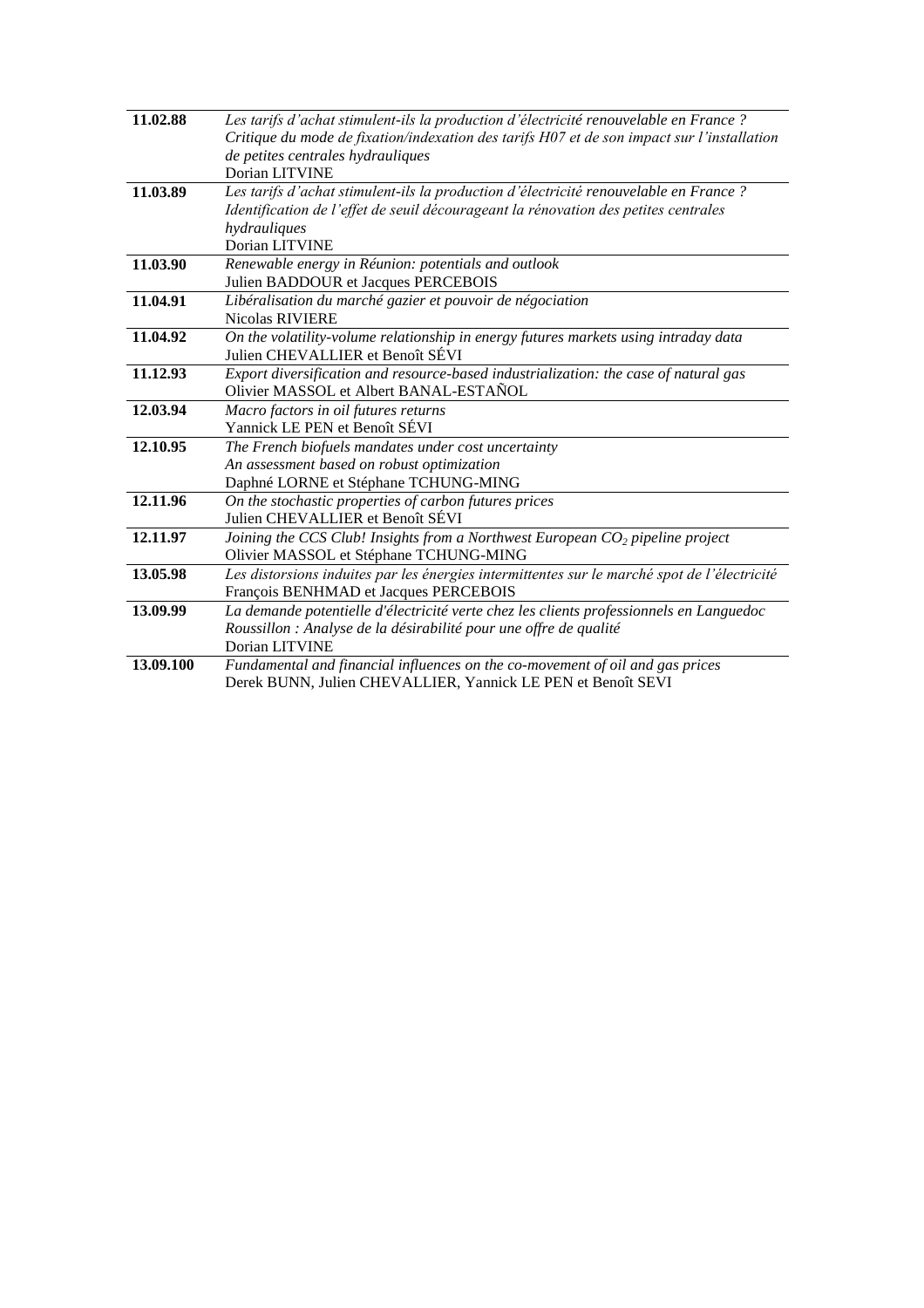| | |
|---|---|
| **11.02.88** | *Les tarifs d'achat stimulent-ils la production d'électricité renouvelable en France ? Critique du mode de fixation/indexation des tarifs H07 et de son impact sur l'installation de petites centrales hydrauliques*<br>Dorian LITVINE |
| **11.03.89** | *Les tarifs d'achat stimulent-ils la production d'électricité renouvelable en France ? Identification de l'effet de seuil décourageant la rénovation des petites centrales hydrauliques*<br>Dorian LITVINE |
| **11.03.90** | *Renewable energy in Réunion: potentials and outlook*<br>Julien BADDOUR et Jacques PERCEBOIS |
| **11.04.91** | *Libéralisation du marché gazier et pouvoir de négociation*<br>Nicolas RIVIERE |
| **11.04.92** | *On the volatility-volume relationship in energy futures markets using intraday data*<br>Julien CHEVALLIER et Benoît SÉVI |
| **11.12.93** | *Export diversification and resource-based industrialization: the case of natural gas*<br>Olivier MASSOL et Albert BANAL-ESTAÑOL |
| **12.03.94** | *Macro factors in oil futures returns*<br>Yannick LE PEN et Benoît SÉVI |
| **12.10.95** | *The French biofuels mandates under cost uncertainty*<br>*An assessment based on robust optimization*<br>Daphné LORNE et Stéphane TCHUNG-MING |
| **12.11.96** | *On the stochastic properties of carbon futures prices*<br>Julien CHEVALLIER et Benoît SÉVI |
| **12.11.97** | *Joining the CCS Club! Insights from a Northwest European $CO_2$ pipeline project*<br>Olivier MASSOL et Stéphane TCHUNG-MING |
| **13.05.98** | *Les distorsions induites par les énergies intermittentes sur le marché spot de l'électricité*<br>François BENHMAD et Jacques PERCEBOIS |
| **13.09.99** | *La demande potentielle d'électricité verte chez les clients professionnels en Languedoc Roussillon : Analyse de la désirabilité pour une offre de qualité*<br>Dorian LITVINE |
| **13.09.100** | *Fundamental and financial influences on the co-movement of oil and gas prices*<br>Derek BUNN, Julien CHEVALLIER, Yannick LE PEN et Benoît SEVI |